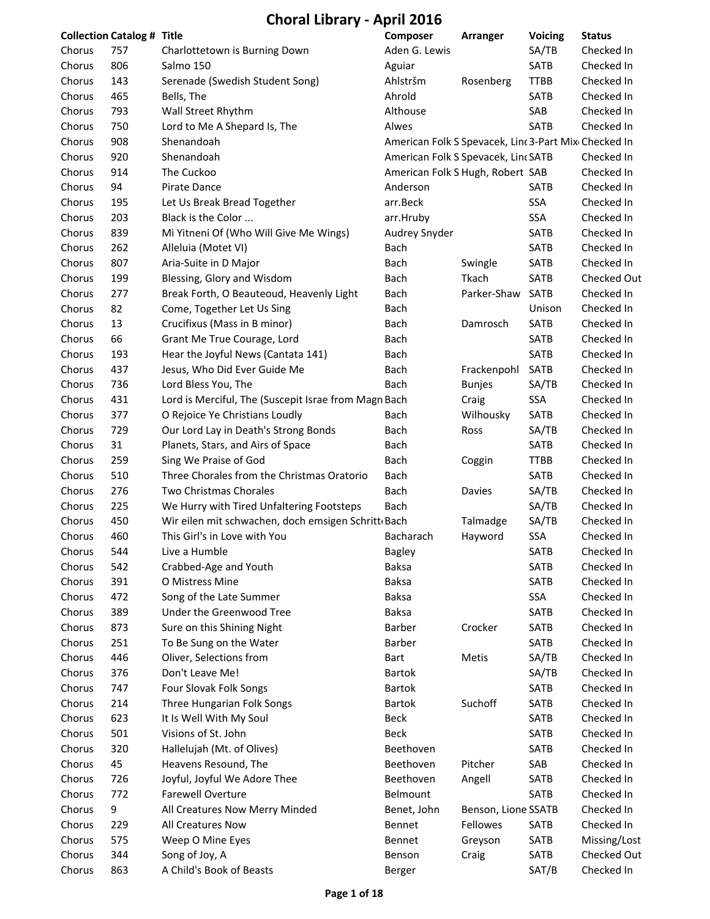# Choral Library - April 2016

| Collection | Catalog # | Title | Composer | Arranger | Voicing | Status |
|---|---|---|---|---|---|---|
| Chorus | 757 | Charlottetown is Burning Down | Aden G. Lewis | | SA/TB | Checked In |
| Chorus | 806 | Salmo 150 | Aguiar | | SATB | Checked In |
| Chorus | 143 | Serenade (Swedish Student Song) | Ahlstršm | Rosenberg | TTBB | Checked In |
| Chorus | 465 | Bells, The | Ahrold | | SATB | Checked In |
| Chorus | 793 | Wall Street Rhythm | Althouse | | SAB | Checked In |
| Chorus | 750 | Lord to Me A Shepard Is, The | Alwes | | SATB | Checked In |
| Chorus | 908 | Shenandoah | American Folk S | Spevacek, Linc | 3-Part Mix | Checked In |
| Chorus | 920 | Shenandoah | American Folk S | Spevacek, Linc | SATB | Checked In |
| Chorus | 914 | The Cuckoo | American Folk S | Hugh, Robert | SAB | Checked In |
| Chorus | 94 | Pirate Dance | Anderson | | SATB | Checked In |
| Chorus | 195 | Let Us Break Bread Together | arr.Beck | | SSA | Checked In |
| Chorus | 203 | Black is the Color ... | arr.Hruby | | SSA | Checked In |
| Chorus | 839 | Mi Yitneni Of (Who Will Give Me Wings) | Audrey Snyder | | SATB | Checked In |
| Chorus | 262 | Alleluia (Motet VI) | Bach | | SATB | Checked In |
| Chorus | 807 | Aria-Suite in D Major | Bach | Swingle | SATB | Checked In |
| Chorus | 199 | Blessing, Glory and Wisdom | Bach | Tkach | SATB | Checked Out |
| Chorus | 277 | Break Forth, O Beauteoud, Heavenly Light | Bach | Parker-Shaw | SATB | Checked In |
| Chorus | 82 | Come, Together Let Us Sing | Bach | | Unison | Checked In |
| Chorus | 13 | Crucifixus (Mass in B minor) | Bach | Damrosch | SATB | Checked In |
| Chorus | 66 | Grant Me True Courage, Lord | Bach | | SATB | Checked In |
| Chorus | 193 | Hear the Joyful News (Cantata 141) | Bach | | SATB | Checked In |
| Chorus | 437 | Jesus, Who Did Ever Guide Me | Bach | Frackenpohl | SATB | Checked In |
| Chorus | 736 | Lord Bless You, The | Bach | Bunjes | SA/TB | Checked In |
| Chorus | 431 | Lord is Merciful, The (Suscepit Israe from Magn | Bach | Craig | SSA | Checked In |
| Chorus | 377 | O Rejoice Ye Christians Loudly | Bach | Wilhousky | SATB | Checked In |
| Chorus | 729 | Our Lord Lay in Death's Strong Bonds | Bach | Ross | SA/TB | Checked In |
| Chorus | 31 | Planets, Stars, and Airs of Space | Bach | | SATB | Checked In |
| Chorus | 259 | Sing We Praise of God | Bach | Coggin | TTBB | Checked In |
| Chorus | 510 | Three Chorales from the Christmas Oratorio | Bach | | SATB | Checked In |
| Chorus | 276 | Two Christmas Chorales | Bach | Davies | SA/TB | Checked In |
| Chorus | 225 | We Hurry with Tired Unfaltering Footsteps | Bach | | SA/TB | Checked In |
| Chorus | 450 | Wir eilen mit schwachen, doch emsigen Schritt | Bach | Talmadge | SA/TB | Checked In |
| Chorus | 460 | This Girl's in Love with You | Bacharach | Hayword | SSA | Checked In |
| Chorus | 544 | Live a Humble | Bagley | | SATB | Checked In |
| Chorus | 542 | Crabbed-Age and Youth | Baksa | | SATB | Checked In |
| Chorus | 391 | O Mistress Mine | Baksa | | SATB | Checked In |
| Chorus | 472 | Song of the Late Summer | Baksa | | SSA | Checked In |
| Chorus | 389 | Under the Greenwood Tree | Baksa | | SATB | Checked In |
| Chorus | 873 | Sure on this Shining Night | Barber | Crocker | SATB | Checked In |
| Chorus | 251 | To Be Sung on the Water | Barber | | SATB | Checked In |
| Chorus | 446 | Oliver, Selections from | Bart | Metis | SA/TB | Checked In |
| Chorus | 376 | Don't Leave Me! | Bartok | | SA/TB | Checked In |
| Chorus | 747 | Four Slovak Folk Songs | Bartok | | SATB | Checked In |
| Chorus | 214 | Three Hungarian Folk Songs | Bartok | Suchoff | SATB | Checked In |
| Chorus | 623 | It Is Well With My Soul | Beck | | SATB | Checked In |
| Chorus | 501 | Visions of St. John | Beck | | SATB | Checked In |
| Chorus | 320 | Hallelujah (Mt. of Olives) | Beethoven | | SATB | Checked In |
| Chorus | 45 | Heavens Resound, The | Beethoven | Pitcher | SAB | Checked In |
| Chorus | 726 | Joyful, Joyful We Adore Thee | Beethoven | Angell | SATB | Checked In |
| Chorus | 772 | Farewell Overture | Belmount | | SATB | Checked In |
| Chorus | 9 | All Creatures Now Merry Minded | Benet, John | Benson, Lione | SSATB | Checked In |
| Chorus | 229 | All Creatures Now | Bennet | Fellowes | SATB | Checked In |
| Chorus | 575 | Weep O Mine Eyes | Bennet | Greyson | SATB | Missing/Lost |
| Chorus | 344 | Song of Joy, A | Benson | Craig | SATB | Checked Out |
| Chorus | 863 | A Child's Book of Beasts | Berger | | SAT/B | Checked In |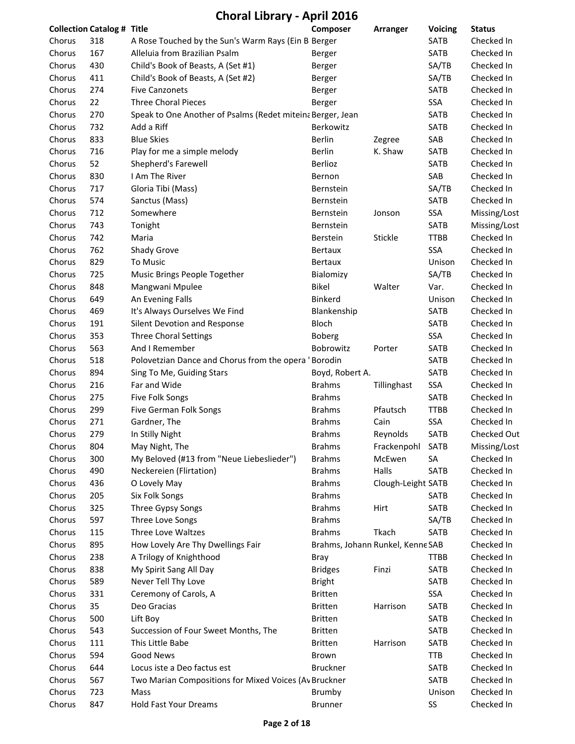# Choral Library - April 2016

| Collection | Catalog # | Title | Composer | Arranger | Voicing | Status |
|---|---|---|---|---|---|---|
| Chorus | 318 | A Rose Touched by the Sun's Warm Rays (Ein B | Berger | | SATB | Checked In |
| Chorus | 167 | Alleluia from Brazilian Psalm | Berger | | SATB | Checked In |
| Chorus | 430 | Child's Book of Beasts, A (Set #1) | Berger | | SA/TB | Checked In |
| Chorus | 411 | Child's Book of Beasts, A (Set #2) | Berger | | SA/TB | Checked In |
| Chorus | 274 | Five Canzonets | Berger | | SATB | Checked In |
| Chorus | 22 | Three Choral Pieces | Berger | | SSA | Checked In |
| Chorus | 270 | Speak to One Another of Psalms (Redet miteina | Berger, Jean | | SATB | Checked In |
| Chorus | 732 | Add a Riff | Berkowitz | | SATB | Checked In |
| Chorus | 833 | Blue Skies | Berlin | Zegree | SAB | Checked In |
| Chorus | 716 | Play for me a simple melody | Berlin | K. Shaw | SATB | Checked In |
| Chorus | 52 | Shepherd's Farewell | Berlioz | | SATB | Checked In |
| Chorus | 830 | I Am The River | Bernon | | SAB | Checked In |
| Chorus | 717 | Gloria Tibi (Mass) | Bernstein | | SA/TB | Checked In |
| Chorus | 574 | Sanctus (Mass) | Bernstein | | SATB | Checked In |
| Chorus | 712 | Somewhere | Bernstein | Jonson | SSA | Missing/Lost |
| Chorus | 743 | Tonight | Bernstein | | SATB | Missing/Lost |
| Chorus | 742 | Maria | Berstein | Stickle | TTBB | Checked In |
| Chorus | 762 | Shady Grove | Bertaux | | SSA | Checked In |
| Chorus | 829 | To Music | Bertaux | | Unison | Checked In |
| Chorus | 725 | Music Brings People Together | Bialomizy | | SA/TB | Checked In |
| Chorus | 848 | Mangwani Mpulee | Bikel | Walter | Var. | Checked In |
| Chorus | 649 | An Evening Falls | Binkerd | | Unison | Checked In |
| Chorus | 469 | It's Always Ourselves We Find | Blankenship | | SATB | Checked In |
| Chorus | 191 | Silent Devotion and Response | Bloch | | SATB | Checked In |
| Chorus | 353 | Three Choral Settings | Boberg | | SSA | Checked In |
| Chorus | 563 | And I Remember | Bobrowitz | Porter | SATB | Checked In |
| Chorus | 518 | Polovetzian Dance and Chorus from the opera ' | Borodin | | SATB | Checked In |
| Chorus | 894 | Sing To Me, Guiding Stars | Boyd, Robert A. | | SATB | Checked In |
| Chorus | 216 | Far and Wide | Brahms | Tillinghast | SSA | Checked In |
| Chorus | 275 | Five Folk Songs | Brahms | | SATB | Checked In |
| Chorus | 299 | Five German Folk Songs | Brahms | Pfautsch | TTBB | Checked In |
| Chorus | 271 | Gardner, The | Brahms | Cain | SSA | Checked In |
| Chorus | 279 | In Stilly Night | Brahms | Reynolds | SATB | Checked Out |
| Chorus | 804 | May Night, The | Brahms | Frackenpohl | SATB | Missing/Lost |
| Chorus | 300 | My Beloved (#13 from "Neue Liebeslieder") | Brahms | McEwen | SA | Checked In |
| Chorus | 490 | Neckereien (Flirtation) | Brahms | Halls | SATB | Checked In |
| Chorus | 436 | O Lovely May | Brahms | Clough-Leight | SATB | Checked In |
| Chorus | 205 | Six Folk Songs | Brahms | | SATB | Checked In |
| Chorus | 325 | Three Gypsy Songs | Brahms | Hirt | SATB | Checked In |
| Chorus | 597 | Three Love Songs | Brahms | | SA/TB | Checked In |
| Chorus | 115 | Three Love Waltzes | Brahms | Tkach | SATB | Checked In |
| Chorus | 895 | How Lovely Are Thy Dwellings Fair | Brahms, Johann | Runkel, Kenne | SAB | Checked In |
| Chorus | 238 | A Trilogy of Knighthood | Bray | | TTBB | Checked In |
| Chorus | 838 | My Spirit Sang All Day | Bridges | Finzi | SATB | Checked In |
| Chorus | 589 | Never Tell Thy Love | Bright | | SATB | Checked In |
| Chorus | 331 | Ceremony of Carols, A | Britten | | SSA | Checked In |
| Chorus | 35 | Deo Gracias | Britten | Harrison | SATB | Checked In |
| Chorus | 500 | Lift Boy | Britten | | SATB | Checked In |
| Chorus | 543 | Succession of Four Sweet Months, The | Britten | | SATB | Checked In |
| Chorus | 111 | This Little Babe | Britten | Harrison | SATB | Checked In |
| Chorus | 594 | Good News | Brown | | TTB | Checked In |
| Chorus | 644 | Locus iste a Deo factus est | Bruckner | | SATB | Checked In |
| Chorus | 567 | Two Marian Compositions for Mixed Voices (Av | Bruckner | | SATB | Checked In |
| Chorus | 723 | Mass | Brumby | | Unison | Checked In |
| Chorus | 847 | Hold Fast Your Dreams | Brunner | | SS | Checked In |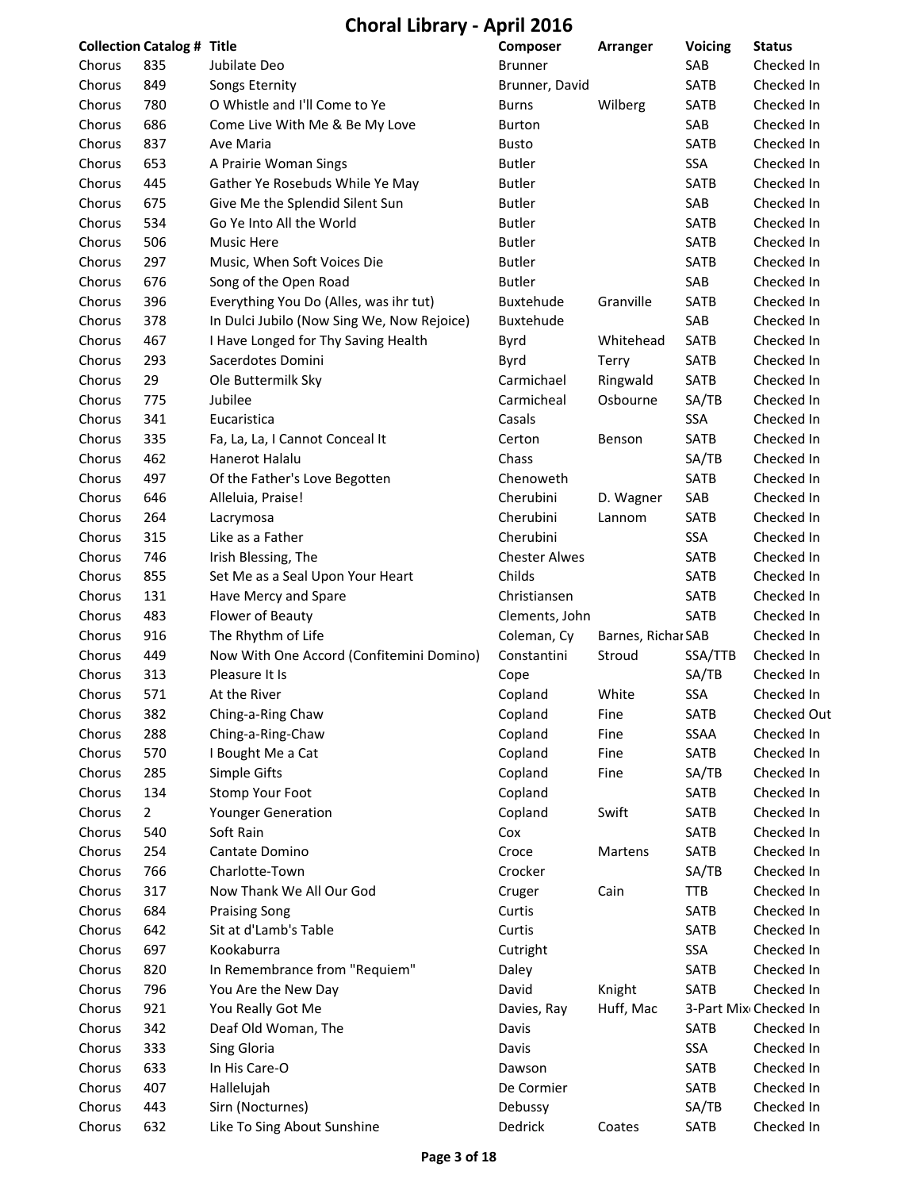# Choral Library - April 2016

| Collection | Catalog # | Title | Composer | Arranger | Voicing | Status |
|---|---|---|---|---|---|---|
| Chorus | 835 | Jubilate Deo | Brunner | | SAB | Checked In |
| Chorus | 849 | Songs Eternity | Brunner, David | | SATB | Checked In |
| Chorus | 780 | O Whistle and I'll Come to Ye | Burns | Wilberg | SATB | Checked In |
| Chorus | 686 | Come Live With Me & Be My Love | Burton | | SAB | Checked In |
| Chorus | 837 | Ave Maria | Busto | | SATB | Checked In |
| Chorus | 653 | A Prairie Woman Sings | Butler | | SSA | Checked In |
| Chorus | 445 | Gather Ye Rosebuds While Ye May | Butler | | SATB | Checked In |
| Chorus | 675 | Give Me the Splendid Silent Sun | Butler | | SAB | Checked In |
| Chorus | 534 | Go Ye Into All the World | Butler | | SATB | Checked In |
| Chorus | 506 | Music Here | Butler | | SATB | Checked In |
| Chorus | 297 | Music, When Soft Voices Die | Butler | | SATB | Checked In |
| Chorus | 676 | Song of the Open Road | Butler | | SAB | Checked In |
| Chorus | 396 | Everything You Do (Alles, was ihr tut) | Buxtehude | Granville | SATB | Checked In |
| Chorus | 378 | In Dulci Jubilo (Now Sing We, Now Rejoice) | Buxtehude | | SAB | Checked In |
| Chorus | 467 | I Have Longed for Thy Saving Health | Byrd | Whitehead | SATB | Checked In |
| Chorus | 293 | Sacerdotes Domini | Byrd | Terry | SATB | Checked In |
| Chorus | 29 | Ole Buttermilk Sky | Carmichael | Ringwald | SATB | Checked In |
| Chorus | 775 | Jubilee | Carmicheal | Osbourne | SA/TB | Checked In |
| Chorus | 341 | Eucaristica | Casals | | SSA | Checked In |
| Chorus | 335 | Fa, La, La, I Cannot Conceal It | Certon | Benson | SATB | Checked In |
| Chorus | 462 | Hanerot Halalu | Chass | | SA/TB | Checked In |
| Chorus | 497 | Of the Father's Love Begotten | Chenoweth | | SATB | Checked In |
| Chorus | 646 | Alleluia, Praise! | Cherubini | D. Wagner | SAB | Checked In |
| Chorus | 264 | Lacrymosa | Cherubini | Lannom | SATB | Checked In |
| Chorus | 315 | Like as a Father | Cherubini | | SSA | Checked In |
| Chorus | 746 | Irish Blessing, The | Chester Alwes | | SATB | Checked In |
| Chorus | 855 | Set Me as a Seal Upon Your Heart | Childs | | SATB | Checked In |
| Chorus | 131 | Have Mercy and Spare | Christiansen | | SATB | Checked In |
| Chorus | 483 | Flower of Beauty | Clements, John | | SATB | Checked In |
| Chorus | 916 | The Rhythm of Life | Coleman, Cy | Barnes, Richar | SAB | Checked In |
| Chorus | 449 | Now With One Accord (Confitemini Domino) | Constantini | Stroud | SSA/TTB | Checked In |
| Chorus | 313 | Pleasure It Is | Cope | | SA/TB | Checked In |
| Chorus | 571 | At the River | Copland | White | SSA | Checked In |
| Chorus | 382 | Ching-a-Ring Chaw | Copland | Fine | SATB | Checked Out |
| Chorus | 288 | Ching-a-Ring-Chaw | Copland | Fine | SSAA | Checked In |
| Chorus | 570 | I Bought Me a Cat | Copland | Fine | SATB | Checked In |
| Chorus | 285 | Simple Gifts | Copland | Fine | SA/TB | Checked In |
| Chorus | 134 | Stomp Your Foot | Copland | | SATB | Checked In |
| Chorus | 2 | Younger Generation | Copland | Swift | SATB | Checked In |
| Chorus | 540 | Soft Rain | Cox | | SATB | Checked In |
| Chorus | 254 | Cantate Domino | Croce | Martens | SATB | Checked In |
| Chorus | 766 | Charlotte-Town | Crocker | | SA/TB | Checked In |
| Chorus | 317 | Now Thank We All Our God | Cruger | Cain | TTB | Checked In |
| Chorus | 684 | Praising Song | Curtis | | SATB | Checked In |
| Chorus | 642 | Sit at d'Lamb's Table | Curtis | | SATB | Checked In |
| Chorus | 697 | Kookaburra | Cutright | | SSA | Checked In |
| Chorus | 820 | In Remembrance from "Requiem" | Daley | | SATB | Checked In |
| Chorus | 796 | You Are the New Day | David | Knight | SATB | Checked In |
| Chorus | 921 | You Really Got Me | Davies, Ray | Huff, Mac | 3-Part Mix | Checked In |
| Chorus | 342 | Deaf Old Woman, The | Davis | | SATB | Checked In |
| Chorus | 333 | Sing Gloria | Davis | | SSA | Checked In |
| Chorus | 633 | In His Care-O | Dawson | | SATB | Checked In |
| Chorus | 407 | Hallelujah | De Cormier | | SATB | Checked In |
| Chorus | 443 | Sirn (Nocturnes) | Debussy | | SA/TB | Checked In |
| Chorus | 632 | Like To Sing About Sunshine | Dedrick | Coates | SATB | Checked In |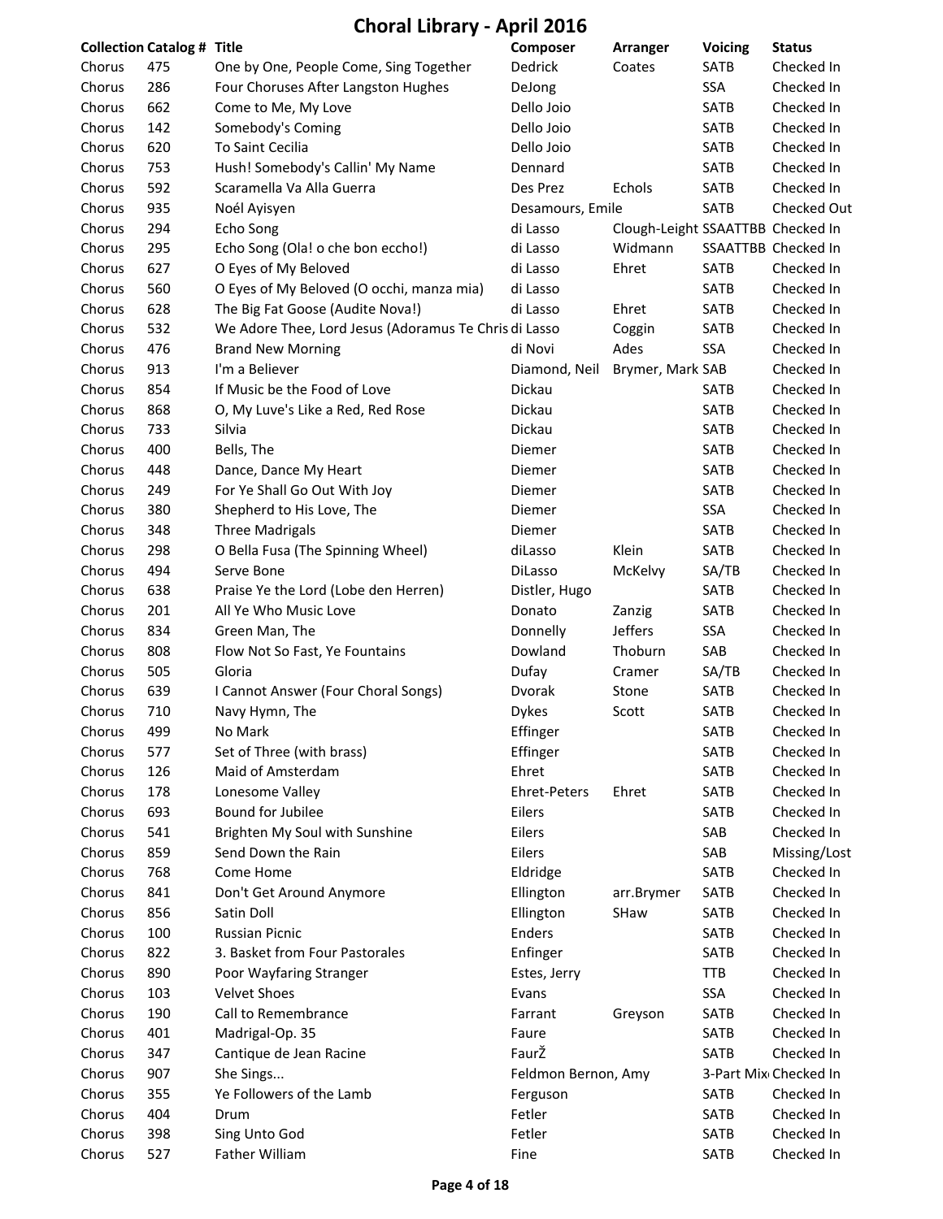# Choral Library - April 2016

| Collection | Catalog # | Title | Composer | Arranger | Voicing | Status |
|---|---|---|---|---|---|---|
| Chorus | 475 | One by One, People Come, Sing Together | Dedrick | Coates | SATB | Checked In |
| Chorus | 286 | Four Choruses After Langston Hughes | DeJong | | SSA | Checked In |
| Chorus | 662 | Come to Me, My Love | Dello Joio | | SATB | Checked In |
| Chorus | 142 | Somebody's Coming | Dello Joio | | SATB | Checked In |
| Chorus | 620 | To Saint Cecilia | Dello Joio | | SATB | Checked In |
| Chorus | 753 | Hush! Somebody's Callin' My Name | Dennard | | SATB | Checked In |
| Chorus | 592 | Scaramella Va Alla Guerra | Des Prez | Echols | SATB | Checked In |
| Chorus | 935 | Noél Ayisyen | Desamours, Emile | | SATB | Checked Out |
| Chorus | 294 | Echo Song | di Lasso | Clough-Leight | SSAATTBB | Checked In |
| Chorus | 295 | Echo Song (Ola! o che bon eccho!) | di Lasso | Widmann | SSAATTBB | Checked In |
| Chorus | 627 | O Eyes of My Beloved | di Lasso | Ehret | SATB | Checked In |
| Chorus | 560 | O Eyes of My Beloved (O occhi, manza mia) | di Lasso | | SATB | Checked In |
| Chorus | 628 | The Big Fat Goose (Audite Nova!) | di Lasso | Ehret | SATB | Checked In |
| Chorus | 532 | We Adore Thee, Lord Jesus (Adoramus Te Chris | di Lasso | Coggin | SATB | Checked In |
| Chorus | 476 | Brand New Morning | di Novi | Ades | SSA | Checked In |
| Chorus | 913 | I'm a Believer | Diamond, Neil | Brymer, Mark | SAB | Checked In |
| Chorus | 854 | If Music be the Food of Love | Dickau | | SATB | Checked In |
| Chorus | 868 | O, My Luve's Like a Red, Red Rose | Dickau | | SATB | Checked In |
| Chorus | 733 | Silvia | Dickau | | SATB | Checked In |
| Chorus | 400 | Bells, The | Diemer | | SATB | Checked In |
| Chorus | 448 | Dance, Dance My Heart | Diemer | | SATB | Checked In |
| Chorus | 249 | For Ye Shall Go Out With Joy | Diemer | | SATB | Checked In |
| Chorus | 380 | Shepherd to His Love, The | Diemer | | SSA | Checked In |
| Chorus | 348 | Three Madrigals | Diemer | | SATB | Checked In |
| Chorus | 298 | O Bella Fusa (The Spinning Wheel) | diLasso | Klein | SATB | Checked In |
| Chorus | 494 | Serve Bone | DiLasso | McKelvy | SA/TB | Checked In |
| Chorus | 638 | Praise Ye the Lord (Lobe den Herren) | Distler, Hugo | | SATB | Checked In |
| Chorus | 201 | All Ye Who Music Love | Donato | Zanzig | SATB | Checked In |
| Chorus | 834 | Green Man, The | Donnelly | Jeffers | SSA | Checked In |
| Chorus | 808 | Flow Not So Fast, Ye Fountains | Dowland | Thoburn | SAB | Checked In |
| Chorus | 505 | Gloria | Dufay | Cramer | SA/TB | Checked In |
| Chorus | 639 | I Cannot Answer (Four Choral Songs) | Dvorak | Stone | SATB | Checked In |
| Chorus | 710 | Navy Hymn, The | Dykes | Scott | SATB | Checked In |
| Chorus | 499 | No Mark | Effinger | | SATB | Checked In |
| Chorus | 577 | Set of Three (with brass) | Effinger | | SATB | Checked In |
| Chorus | 126 | Maid of Amsterdam | Ehret | | SATB | Checked In |
| Chorus | 178 | Lonesome Valley | Ehret-Peters | Ehret | SATB | Checked In |
| Chorus | 693 | Bound for Jubilee | Eilers | | SATB | Checked In |
| Chorus | 541 | Brighten My Soul with Sunshine | Eilers | | SAB | Checked In |
| Chorus | 859 | Send Down the Rain | Eilers | | SAB | Missing/Lost |
| Chorus | 768 | Come Home | Eldridge | | SATB | Checked In |
| Chorus | 841 | Don't Get Around Anymore | Ellington | arr.Brymer | SATB | Checked In |
| Chorus | 856 | Satin Doll | Ellington | SHaw | SATB | Checked In |
| Chorus | 100 | Russian Picnic | Enders | | SATB | Checked In |
| Chorus | 822 | 3. Basket from Four Pastorales | Enfinger | | SATB | Checked In |
| Chorus | 890 | Poor Wayfaring Stranger | Estes, Jerry | | TTB | Checked In |
| Chorus | 103 | Velvet Shoes | Evans | | SSA | Checked In |
| Chorus | 190 | Call to Remembrance | Farrant | Greyson | SATB | Checked In |
| Chorus | 401 | Madrigal-Op. 35 | Faure | | SATB | Checked In |
| Chorus | 347 | Cantique de Jean Racine | FaurŽ | | SATB | Checked In |
| Chorus | 907 | She Sings... | Feldmon Bernon, Amy | | 3-Part Mix | Checked In |
| Chorus | 355 | Ye Followers of the Lamb | Ferguson | | SATB | Checked In |
| Chorus | 404 | Drum | Fetler | | SATB | Checked In |
| Chorus | 398 | Sing Unto God | Fetler | | SATB | Checked In |
| Chorus | 527 | Father William | Fine | | SATB | Checked In |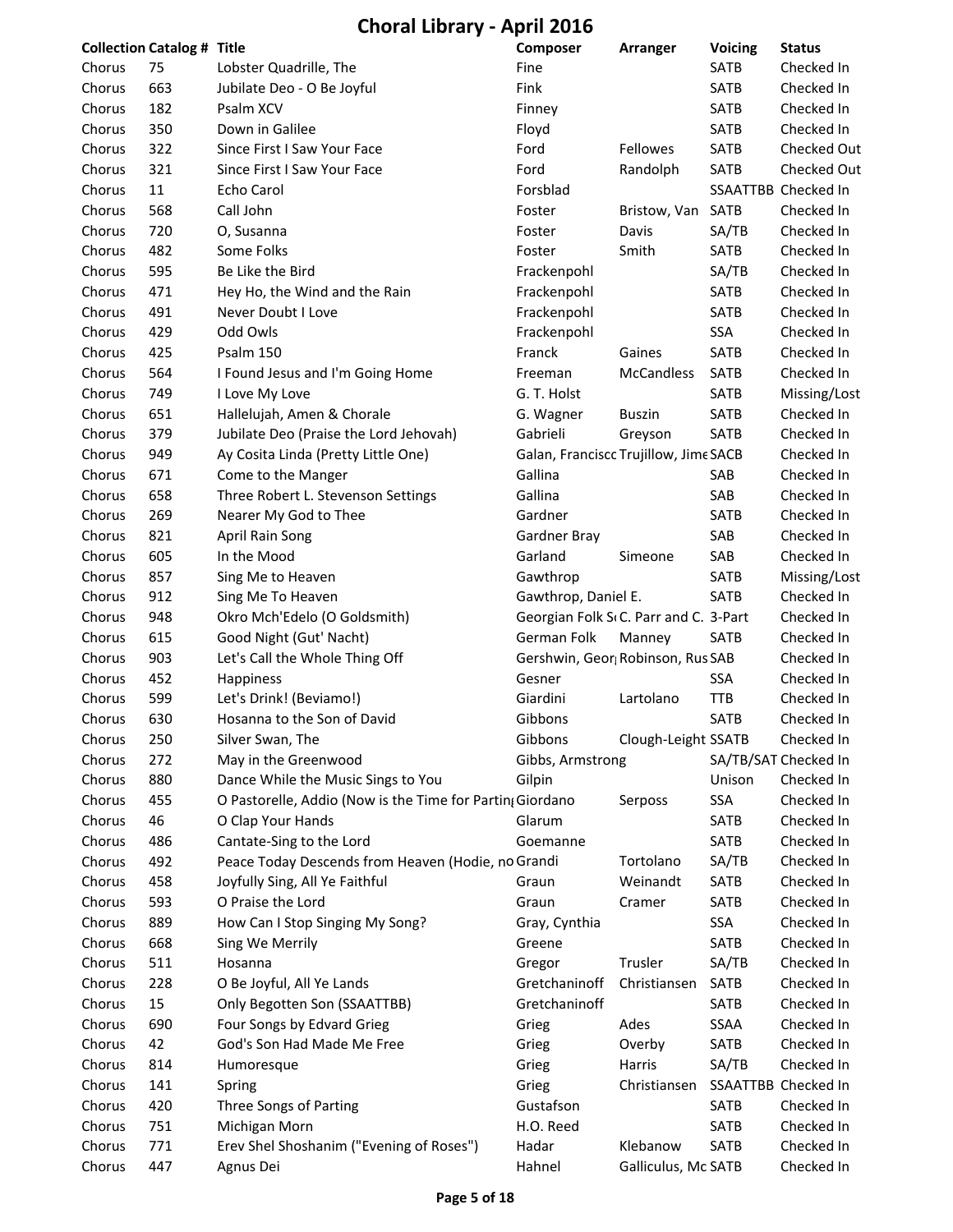# Choral Library - April 2016

| Collection | Catalog # | Title | Composer | Arranger | Voicing | Status |
|---|---|---|---|---|---|---|
| Chorus | 75 | Lobster Quadrille, The | Fine | | SATB | Checked In |
| Chorus | 663 | Jubilate Deo - O Be Joyful | Fink | | SATB | Checked In |
| Chorus | 182 | Psalm XCV | Finney | | SATB | Checked In |
| Chorus | 350 | Down in Galilee | Floyd | | SATB | Checked In |
| Chorus | 322 | Since First I Saw Your Face | Ford | Fellowes | SATB | Checked Out |
| Chorus | 321 | Since First I Saw Your Face | Ford | Randolph | SATB | Checked Out |
| Chorus | 11 | Echo Carol | Forsblad | | SSAATTBB | Checked In |
| Chorus | 568 | Call John | Foster | Bristow, Van | SATB | Checked In |
| Chorus | 720 | O, Susanna | Foster | Davis | SA/TB | Checked In |
| Chorus | 482 | Some Folks | Foster | Smith | SATB | Checked In |
| Chorus | 595 | Be Like the Bird | Frackenpohl | | SA/TB | Checked In |
| Chorus | 471 | Hey Ho, the Wind and the Rain | Frackenpohl | | SATB | Checked In |
| Chorus | 491 | Never Doubt I Love | Frackenpohl | | SATB | Checked In |
| Chorus | 429 | Odd Owls | Frackenpohl | | SSA | Checked In |
| Chorus | 425 | Psalm 150 | Franck | Gaines | SATB | Checked In |
| Chorus | 564 | I Found Jesus and I'm Going Home | Freeman | McCandless | SATB | Checked In |
| Chorus | 749 | I Love My Love | G. T. Holst | | SATB | Missing/Lost |
| Chorus | 651 | Hallelujah, Amen & Chorale | G. Wagner | Buszin | SATB | Checked In |
| Chorus | 379 | Jubilate Deo (Praise the Lord Jehovah) | Gabrieli | Greyson | SATB | Checked In |
| Chorus | 949 | Ay Cosita Linda (Pretty Little One) | Galan, Francisco | Trujillow, Jime | SACB | Checked In |
| Chorus | 671 | Come to the Manger | Gallina | | SAB | Checked In |
| Chorus | 658 | Three Robert L. Stevenson Settings | Gallina | | SAB | Checked In |
| Chorus | 269 | Nearer My God to Thee | Gardner | | SATB | Checked In |
| Chorus | 821 | April Rain Song | Gardner Bray | | SAB | Checked In |
| Chorus | 605 | In the Mood | Garland | Simeone | SAB | Checked In |
| Chorus | 857 | Sing Me to Heaven | Gawthrop | | SATB | Missing/Lost |
| Chorus | 912 | Sing Me To Heaven | Gawthrop, Daniel E. | | SATB | Checked In |
| Chorus | 948 | Okro Mch'Edelo (O Goldsmith) | Georgian Folk So | C. Parr and C. | 3-Part | Checked In |
| Chorus | 615 | Good Night (Gut' Nacht) | German Folk | Manney | SATB | Checked In |
| Chorus | 903 | Let's Call the Whole Thing Off | Gershwin, Geor | Robinson, Rus | SAB | Checked In |
| Chorus | 452 | Happiness | Gesner | | SSA | Checked In |
| Chorus | 599 | Let's Drink! (Beviamo!) | Giardini | Lartolano | TTB | Checked In |
| Chorus | 630 | Hosanna to the Son of David | Gibbons | | SATB | Checked In |
| Chorus | 250 | Silver Swan, The | Gibbons | Clough-Leight | SSATB | Checked In |
| Chorus | 272 | May in the Greenwood | Gibbs, Armstrong | | SA/TB/SAT | Checked In |
| Chorus | 880 | Dance While the Music Sings to You | Gilpin | | Unison | Checked In |
| Chorus | 455 | O Pastorelle, Addio (Now is the Time for Parting | Giordano | Serposs | SSA | Checked In |
| Chorus | 46 | O Clap Your Hands | Glarum | | SATB | Checked In |
| Chorus | 486 | Cantate-Sing to the Lord | Goemanne | | SATB | Checked In |
| Chorus | 492 | Peace Today Descends from Heaven (Hodie, no | Grandi | Tortolano | SA/TB | Checked In |
| Chorus | 458 | Joyfully Sing, All Ye Faithful | Graun | Weinandt | SATB | Checked In |
| Chorus | 593 | O Praise the Lord | Graun | Cramer | SATB | Checked In |
| Chorus | 889 | How Can I Stop Singing My Song? | Gray, Cynthia | | SSA | Checked In |
| Chorus | 668 | Sing We Merrily | Greene | | SATB | Checked In |
| Chorus | 511 | Hosanna | Gregor | Trusler | SA/TB | Checked In |
| Chorus | 228 | O Be Joyful, All Ye Lands | Gretchaninoff | Christiansen | SATB | Checked In |
| Chorus | 15 | Only Begotten Son (SSAATTBB) | Gretchaninoff | | SATB | Checked In |
| Chorus | 690 | Four Songs by Edvard Grieg | Grieg | Ades | SSAA | Checked In |
| Chorus | 42 | God's Son Had Made Me Free | Grieg | Overby | SATB | Checked In |
| Chorus | 814 | Humoresque | Grieg | Harris | SA/TB | Checked In |
| Chorus | 141 | Spring | Grieg | Christiansen | SSAATTBB | Checked In |
| Chorus | 420 | Three Songs of Parting | Gustafson | | SATB | Checked In |
| Chorus | 751 | Michigan Morn | H.O. Reed | | SATB | Checked In |
| Chorus | 771 | Erev Shel Shoshanim ("Evening of Roses") | Hadar | Klebanow | SATB | Checked In |
| Chorus | 447 | Agnus Dei | Hahnel | Galliculus, Mc | SATB | Checked In |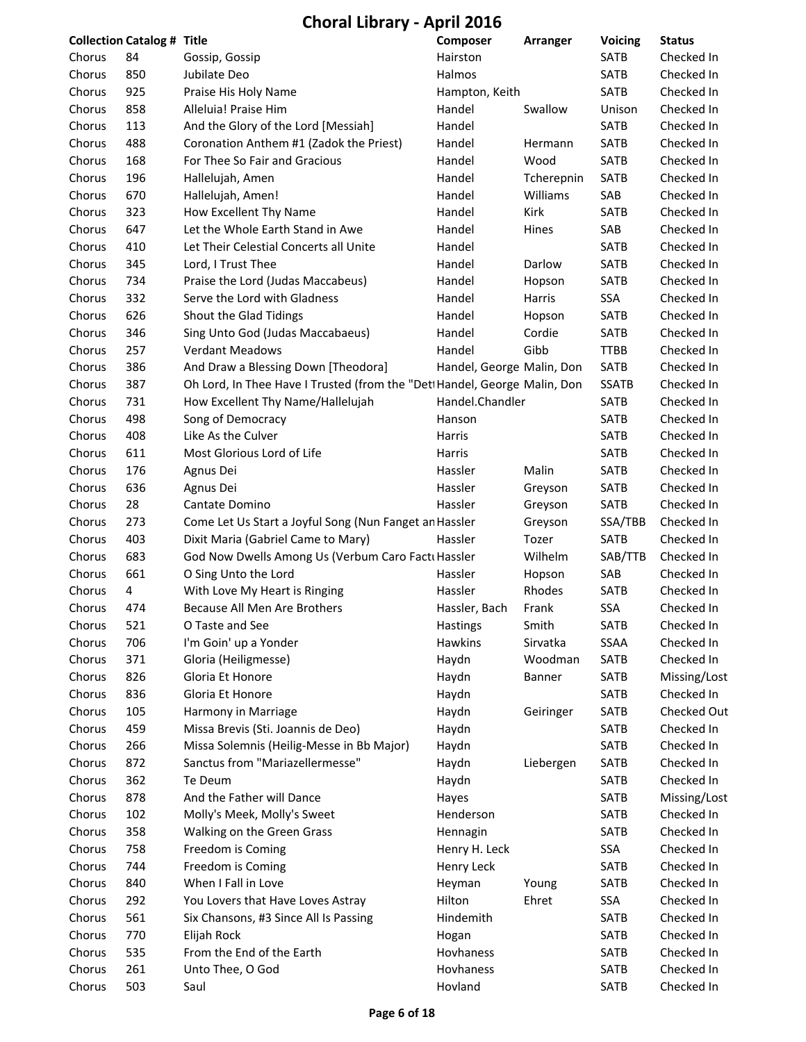# Choral Library - April 2016

| Collection | Catalog # | Title | Composer | Arranger | Voicing | Status |
|---|---|---|---|---|---|---|
| Chorus | 84 | Gossip, Gossip | Hairston | | SATB | Checked In |
| Chorus | 850 | Jubilate Deo | Halmos | | SATB | Checked In |
| Chorus | 925 | Praise His Holy Name | Hampton, Keith | | SATB | Checked In |
| Chorus | 858 | Alleluia! Praise Him | Handel | Swallow | Unison | Checked In |
| Chorus | 113 | And the Glory of the Lord [Messiah] | Handel | | SATB | Checked In |
| Chorus | 488 | Coronation Anthem #1 (Zadok the Priest) | Handel | Hermann | SATB | Checked In |
| Chorus | 168 | For Thee So Fair and Gracious | Handel | Wood | SATB | Checked In |
| Chorus | 196 | Hallelujah, Amen | Handel | Tcherepnin | SATB | Checked In |
| Chorus | 670 | Hallelujah, Amen! | Handel | Williams | SAB | Checked In |
| Chorus | 323 | How Excellent Thy Name | Handel | Kirk | SATB | Checked In |
| Chorus | 647 | Let the Whole Earth Stand in Awe | Handel | Hines | SAB | Checked In |
| Chorus | 410 | Let Their Celestial Concerts all Unite | Handel | | SATB | Checked In |
| Chorus | 345 | Lord, I Trust Thee | Handel | Darlow | SATB | Checked In |
| Chorus | 734 | Praise the Lord (Judas Maccabeus) | Handel | Hopson | SATB | Checked In |
| Chorus | 332 | Serve the Lord with Gladness | Handel | Harris | SSA | Checked In |
| Chorus | 626 | Shout the Glad Tidings | Handel | Hopson | SATB | Checked In |
| Chorus | 346 | Sing Unto God (Judas Maccabaeus) | Handel | Cordie | SATB | Checked In |
| Chorus | 257 | Verdant Meadows | Handel | Gibb | TTBB | Checked In |
| Chorus | 386 | And Draw a Blessing Down [Theodora] | Handel, George | Malin, Don | SATB | Checked In |
| Chorus | 387 | Oh Lord, In Thee Have I Trusted (from the "Det | Handel, George | Malin, Don | SSATB | Checked In |
| Chorus | 731 | How Excellent Thy Name/Hallelujah | Handel.Chandler | | SATB | Checked In |
| Chorus | 498 | Song of Democracy | Hanson | | SATB | Checked In |
| Chorus | 408 | Like As the Culver | Harris | | SATB | Checked In |
| Chorus | 611 | Most Glorious Lord of Life | Harris | | SATB | Checked In |
| Chorus | 176 | Agnus Dei | Hassler | Malin | SATB | Checked In |
| Chorus | 636 | Agnus Dei | Hassler | Greyson | SATB | Checked In |
| Chorus | 28 | Cantate Domino | Hassler | Greyson | SATB | Checked In |
| Chorus | 273 | Come Let Us Start a Joyful Song (Nun Fanget an | Hassler | Greyson | SSA/TBB | Checked In |
| Chorus | 403 | Dixit Maria (Gabriel Came to Mary) | Hassler | Tozer | SATB | Checked In |
| Chorus | 683 | God Now Dwells Among Us (Verbum Caro Factu | Hassler | Wilhelm | SAB/TTB | Checked In |
| Chorus | 661 | O Sing Unto the Lord | Hassler | Hopson | SAB | Checked In |
| Chorus | 4 | With Love My Heart is Ringing | Hassler | Rhodes | SATB | Checked In |
| Chorus | 474 | Because All Men Are Brothers | Hassler, Bach | Frank | SSA | Checked In |
| Chorus | 521 | O Taste and See | Hastings | Smith | SATB | Checked In |
| Chorus | 706 | I'm Goin' up a Yonder | Hawkins | Sirvatka | SSAA | Checked In |
| Chorus | 371 | Gloria (Heiligmesse) | Haydn | Woodman | SATB | Checked In |
| Chorus | 826 | Gloria Et Honore | Haydn | Banner | SATB | Missing/Lost |
| Chorus | 836 | Gloria Et Honore | Haydn | | SATB | Checked In |
| Chorus | 105 | Harmony in Marriage | Haydn | Geiringer | SATB | Checked Out |
| Chorus | 459 | Missa Brevis (Sti. Joannis de Deo) | Haydn | | SATB | Checked In |
| Chorus | 266 | Missa Solemnis (Heilig-Messe in Bb Major) | Haydn | | SATB | Checked In |
| Chorus | 872 | Sanctus from "Mariazellermesse" | Haydn | Liebergen | SATB | Checked In |
| Chorus | 362 | Te Deum | Haydn | | SATB | Checked In |
| Chorus | 878 | And the Father will Dance | Hayes | | SATB | Missing/Lost |
| Chorus | 102 | Molly's Meek, Molly's Sweet | Henderson | | SATB | Checked In |
| Chorus | 358 | Walking on the Green Grass | Hennagin | | SATB | Checked In |
| Chorus | 758 | Freedom is Coming | Henry H. Leck | | SSA | Checked In |
| Chorus | 744 | Freedom is Coming | Henry Leck | | SATB | Checked In |
| Chorus | 840 | When I Fall in Love | Heyman | Young | SATB | Checked In |
| Chorus | 292 | You Lovers that Have Loves Astray | Hilton | Ehret | SSA | Checked In |
| Chorus | 561 | Six Chansons, #3 Since All Is Passing | Hindemith | | SATB | Checked In |
| Chorus | 770 | Elijah Rock | Hogan | | SATB | Checked In |
| Chorus | 535 | From the End of the Earth | Hovhaness | | SATB | Checked In |
| Chorus | 261 | Unto Thee, O God | Hovhaness | | SATB | Checked In |
| Chorus | 503 | Saul | Hovland | | SATB | Checked In |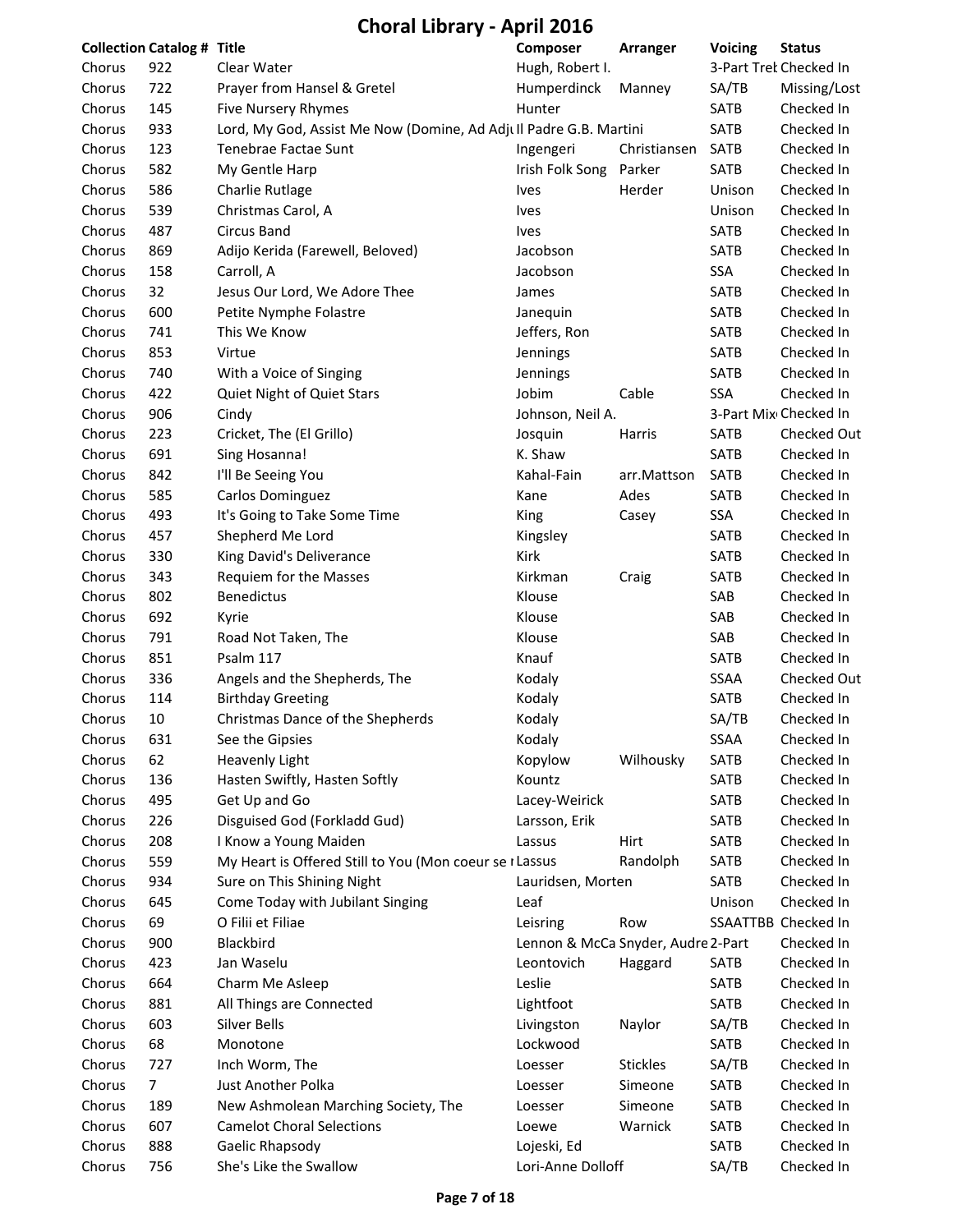# Choral Library - April 2016

| Collection | Catalog # | Title | Composer | Arranger | Voicing | Status |
|---|---|---|---|---|---|---|
| Chorus | 922 | Clear Water | Hugh, Robert I. | | 3-Part Trek | Checked In |
| Chorus | 722 | Prayer from Hansel & Gretel | Humperdinck | Manney | SA/TB | Missing/Lost |
| Chorus | 145 | Five Nursery Rhymes | Hunter | | SATB | Checked In |
| Chorus | 933 | Lord, My God, Assist Me Now (Domine, Ad Adju | Il Padre G.B. Martini | | SATB | Checked In |
| Chorus | 123 | Tenebrae Factae Sunt | Ingengeri | Christiansen | SATB | Checked In |
| Chorus | 582 | My Gentle Harp | Irish Folk Song | Parker | SATB | Checked In |
| Chorus | 586 | Charlie Rutlage | Ives | Herder | Unison | Checked In |
| Chorus | 539 | Christmas Carol, A | Ives | | Unison | Checked In |
| Chorus | 487 | Circus Band | Ives | | SATB | Checked In |
| Chorus | 869 | Adijo Kerida (Farewell, Beloved) | Jacobson | | SATB | Checked In |
| Chorus | 158 | Carroll, A | Jacobson | | SSA | Checked In |
| Chorus | 32 | Jesus Our Lord, We Adore Thee | James | | SATB | Checked In |
| Chorus | 600 | Petite Nymphe Folastre | Janequin | | SATB | Checked In |
| Chorus | 741 | This We Know | Jeffers, Ron | | SATB | Checked In |
| Chorus | 853 | Virtue | Jennings | | SATB | Checked In |
| Chorus | 740 | With a Voice of Singing | Jennings | | SATB | Checked In |
| Chorus | 422 | Quiet Night of Quiet Stars | Jobim | Cable | SSA | Checked In |
| Chorus | 906 | Cindy | Johnson, Neil A. | | 3-Part Mix | Checked In |
| Chorus | 223 | Cricket, The (El Grillo) | Josquin | Harris | SATB | Checked Out |
| Chorus | 691 | Sing Hosanna! | K. Shaw | | SATB | Checked In |
| Chorus | 842 | I'll Be Seeing You | Kahal-Fain | arr.Mattson | SATB | Checked In |
| Chorus | 585 | Carlos Dominguez | Kane | Ades | SATB | Checked In |
| Chorus | 493 | It's Going to Take Some Time | King | Casey | SSA | Checked In |
| Chorus | 457 | Shepherd Me Lord | Kingsley | | SATB | Checked In |
| Chorus | 330 | King David's Deliverance | Kirk | | SATB | Checked In |
| Chorus | 343 | Requiem for the Masses | Kirkman | Craig | SATB | Checked In |
| Chorus | 802 | Benedictus | Klouse | | SAB | Checked In |
| Chorus | 692 | Kyrie | Klouse | | SAB | Checked In |
| Chorus | 791 | Road Not Taken, The | Klouse | | SAB | Checked In |
| Chorus | 851 | Psalm 117 | Knauf | | SATB | Checked In |
| Chorus | 336 | Angels and the Shepherds, The | Kodaly | | SSAA | Checked Out |
| Chorus | 114 | Birthday Greeting | Kodaly | | SATB | Checked In |
| Chorus | 10 | Christmas Dance of the Shepherds | Kodaly | | SA/TB | Checked In |
| Chorus | 631 | See the Gipsies | Kodaly | | SSAA | Checked In |
| Chorus | 62 | Heavenly Light | Kopylow | Wilhousky | SATB | Checked In |
| Chorus | 136 | Hasten Swiftly, Hasten Softly | Kountz | | SATB | Checked In |
| Chorus | 495 | Get Up and Go | Lacey-Weirick | | SATB | Checked In |
| Chorus | 226 | Disguised God (Forkladd Gud) | Larsson, Erik | | SATB | Checked In |
| Chorus | 208 | I Know a Young Maiden | Lassus | Hirt | SATB | Checked In |
| Chorus | 559 | My Heart is Offered Still to You (Mon coeur se r | Lassus | Randolph | SATB | Checked In |
| Chorus | 934 | Sure on This Shining Night | Lauridsen, Morten | | SATB | Checked In |
| Chorus | 645 | Come Today with Jubilant Singing | Leaf | | Unison | Checked In |
| Chorus | 69 | O Filii et Filiae | Leisring | Row | SSAATTBB | Checked In |
| Chorus | 900 | Blackbird | Lennon & McCa | Snyder, Audre | 2-Part | Checked In |
| Chorus | 423 | Jan Waselu | Leontovich | Haggard | SATB | Checked In |
| Chorus | 664 | Charm Me Asleep | Leslie | | SATB | Checked In |
| Chorus | 881 | All Things are Connected | Lightfoot | | SATB | Checked In |
| Chorus | 603 | Silver Bells | Livingston | Naylor | SA/TB | Checked In |
| Chorus | 68 | Monotone | Lockwood | | SATB | Checked In |
| Chorus | 727 | Inch Worm, The | Loesser | Stickles | SA/TB | Checked In |
| Chorus | 7 | Just Another Polka | Loesser | Simeone | SATB | Checked In |
| Chorus | 189 | New Ashmolean Marching Society, The | Loesser | Simeone | SATB | Checked In |
| Chorus | 607 | Camelot Choral Selections | Loewe | Warnick | SATB | Checked In |
| Chorus | 888 | Gaelic Rhapsody | Lojeski, Ed | | SATB | Checked In |
| Chorus | 756 | She's Like the Swallow | Lori-Anne Dolloff | | SA/TB | Checked In |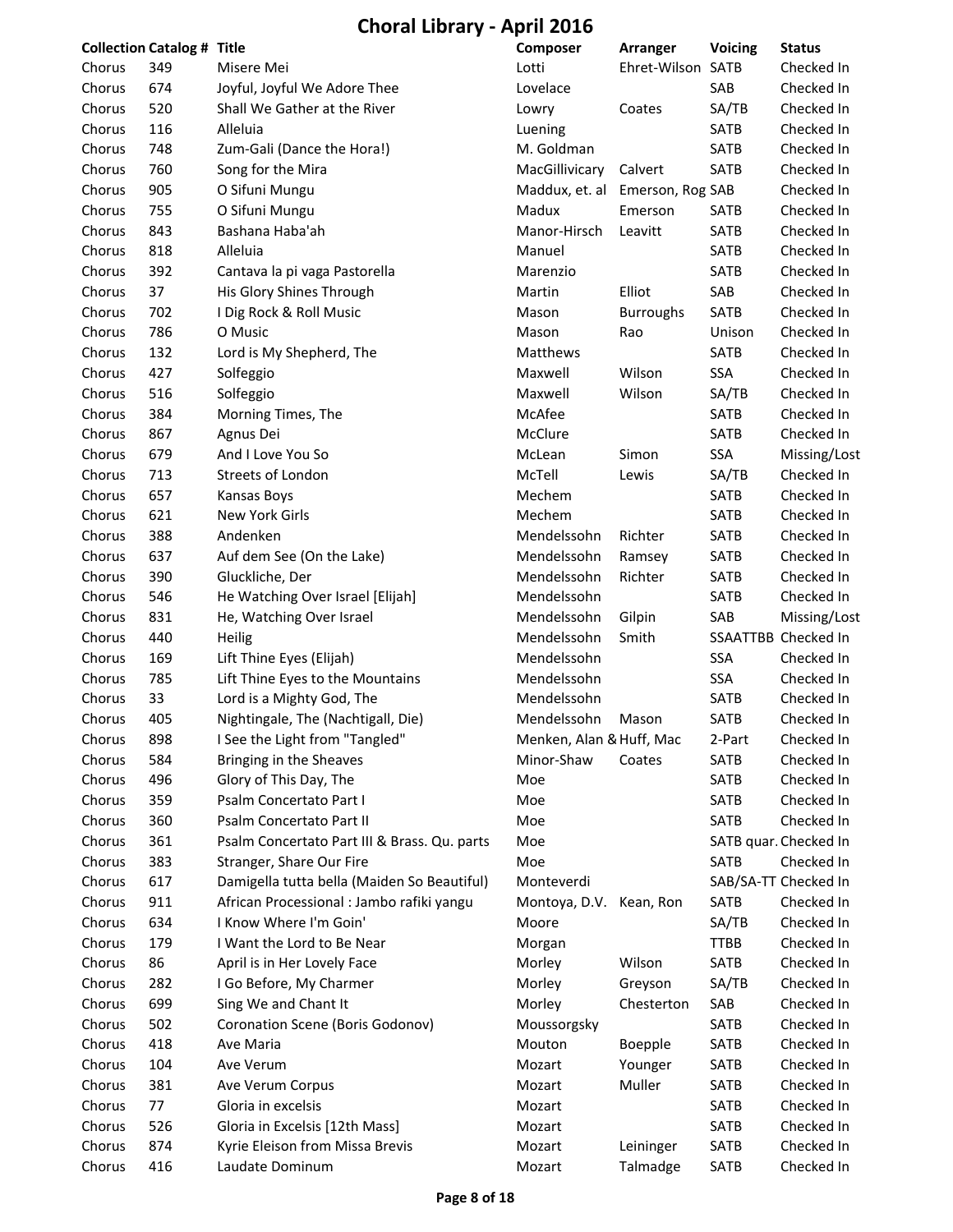# Choral Library - April 2016

| Collection | Catalog # | Title | Composer | Arranger | Voicing | Status |
|---|---|---|---|---|---|---|
| Chorus | 349 | Misere Mei | Lotti | Ehret-Wilson | SATB | Checked In |
| Chorus | 674 | Joyful, Joyful We Adore Thee | Lovelace | | SAB | Checked In |
| Chorus | 520 | Shall We Gather at the River | Lowry | Coates | SA/TB | Checked In |
| Chorus | 116 | Alleluia | Luening | | SATB | Checked In |
| Chorus | 748 | Zum-Gali (Dance the Hora!) | M. Goldman | | SATB | Checked In |
| Chorus | 760 | Song for the Mira | MacGillivicary | Calvert | SATB | Checked In |
| Chorus | 905 | O Sifuni Mungu | Maddux, et. al | Emerson, Rog | SAB | Checked In |
| Chorus | 755 | O Sifuni Mungu | Madux | Emerson | SATB | Checked In |
| Chorus | 843 | Bashana Haba'ah | Manor-Hirsch | Leavitt | SATB | Checked In |
| Chorus | 818 | Alleluia | Manuel | | SATB | Checked In |
| Chorus | 392 | Cantava la pi vaga Pastorella | Marenzio | | SATB | Checked In |
| Chorus | 37 | His Glory Shines Through | Martin | Elliot | SAB | Checked In |
| Chorus | 702 | I Dig Rock & Roll Music | Mason | Burroughs | SATB | Checked In |
| Chorus | 786 | O Music | Mason | Rao | Unison | Checked In |
| Chorus | 132 | Lord is My Shepherd, The | Matthews | | SATB | Checked In |
| Chorus | 427 | Solfeggio | Maxwell | Wilson | SSA | Checked In |
| Chorus | 516 | Solfeggio | Maxwell | Wilson | SA/TB | Checked In |
| Chorus | 384 | Morning Times, The | McAfee | | SATB | Checked In |
| Chorus | 867 | Agnus Dei | McClure | | SATB | Checked In |
| Chorus | 679 | And I Love You So | McLean | Simon | SSA | Missing/Lost |
| Chorus | 713 | Streets of London | McTell | Lewis | SA/TB | Checked In |
| Chorus | 657 | Kansas Boys | Mechem | | SATB | Checked In |
| Chorus | 621 | New York Girls | Mechem | | SATB | Checked In |
| Chorus | 388 | Andenken | Mendelssohn | Richter | SATB | Checked In |
| Chorus | 637 | Auf dem See (On the Lake) | Mendelssohn | Ramsey | SATB | Checked In |
| Chorus | 390 | Gluckliche, Der | Mendelssohn | Richter | SATB | Checked In |
| Chorus | 546 | He Watching Over Israel [Elijah] | Mendelssohn | | SATB | Checked In |
| Chorus | 831 | He, Watching Over Israel | Mendelssohn | Gilpin | SAB | Missing/Lost |
| Chorus | 440 | Heilig | Mendelssohn | Smith | SSAATTBB | Checked In |
| Chorus | 169 | Lift Thine Eyes (Elijah) | Mendelssohn | | SSA | Checked In |
| Chorus | 785 | Lift Thine Eyes to the Mountains | Mendelssohn | | SSA | Checked In |
| Chorus | 33 | Lord is a Mighty God, The | Mendelssohn | | SATB | Checked In |
| Chorus | 405 | Nightingale, The (Nachtigall, Die) | Mendelssohn | Mason | SATB | Checked In |
| Chorus | 898 | I See the Light from "Tangled" | Menken, Alan & | Huff, Mac | 2-Part | Checked In |
| Chorus | 584 | Bringing in the Sheaves | Minor-Shaw | Coates | SATB | Checked In |
| Chorus | 496 | Glory of This Day, The | Moe | | SATB | Checked In |
| Chorus | 359 | Psalm Concertato Part I | Moe | | SATB | Checked In |
| Chorus | 360 | Psalm Concertato Part II | Moe | | SATB | Checked In |
| Chorus | 361 | Psalm Concertato Part III & Brass. Qu. parts | Moe | | SATB quar. | Checked In |
| Chorus | 383 | Stranger, Share Our Fire | Moe | | SATB | Checked In |
| Chorus | 617 | Damigella tutta bella (Maiden So Beautiful) | Monteverdi | | SAB/SA-TT | Checked In |
| Chorus | 911 | African Processional : Jambo rafiki yangu | Montoya, D.V. | Kean, Ron | SATB | Checked In |
| Chorus | 634 | I Know Where I'm Goin' | Moore | | SA/TB | Checked In |
| Chorus | 179 | I Want the Lord to Be Near | Morgan | | TTBB | Checked In |
| Chorus | 86 | April is in Her Lovely Face | Morley | Wilson | SATB | Checked In |
| Chorus | 282 | I Go Before, My Charmer | Morley | Greyson | SA/TB | Checked In |
| Chorus | 699 | Sing We and Chant It | Morley | Chesterton | SAB | Checked In |
| Chorus | 502 | Coronation Scene (Boris Godonov) | Moussorgsky | | SATB | Checked In |
| Chorus | 418 | Ave Maria | Mouton | Boepple | SATB | Checked In |
| Chorus | 104 | Ave Verum | Mozart | Younger | SATB | Checked In |
| Chorus | 381 | Ave Verum Corpus | Mozart | Muller | SATB | Checked In |
| Chorus | 77 | Gloria in excelsis | Mozart | | SATB | Checked In |
| Chorus | 526 | Gloria in Excelsis [12th Mass] | Mozart | | SATB | Checked In |
| Chorus | 874 | Kyrie Eleison from Missa Brevis | Mozart | Leininger | SATB | Checked In |
| Chorus | 416 | Laudate Dominum | Mozart | Talmadge | SATB | Checked In |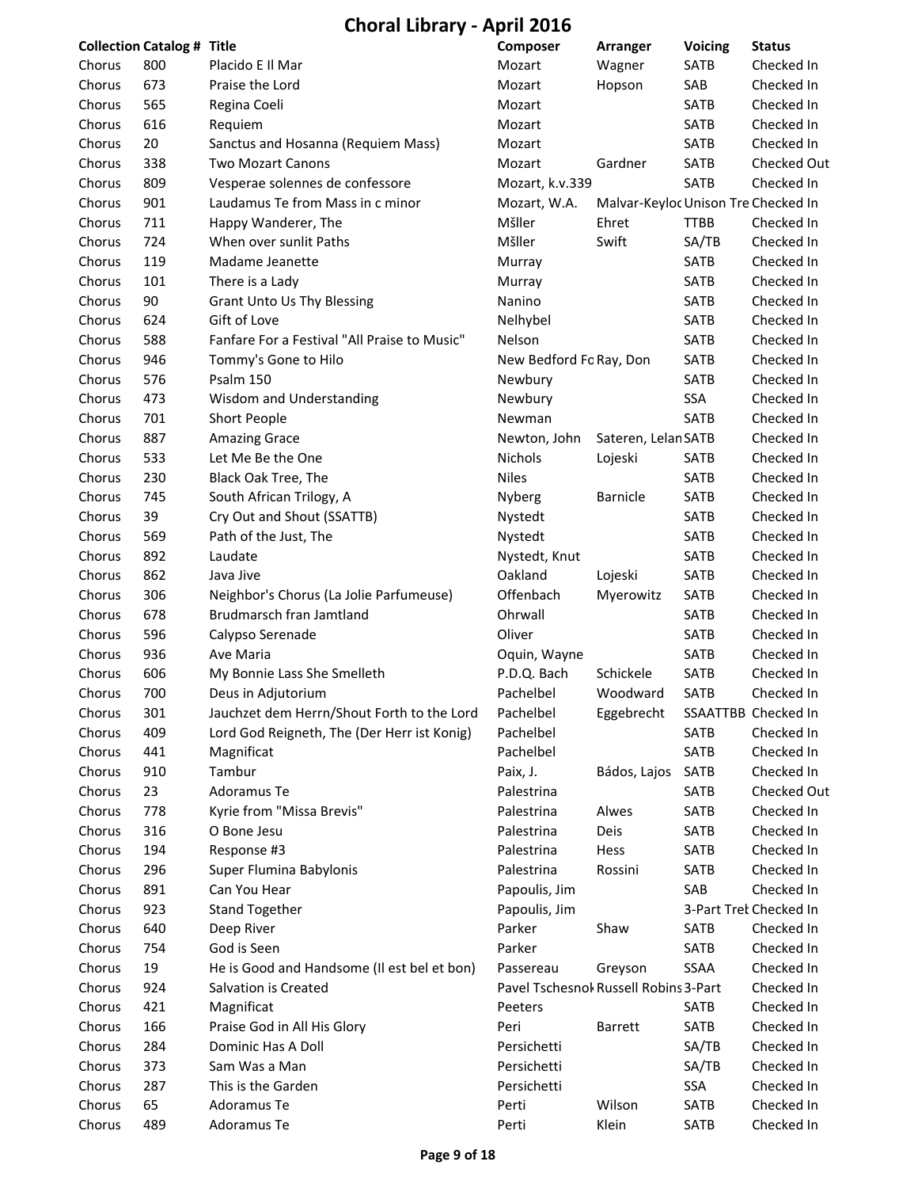# Choral Library - April 2016

| Collection | Catalog # | Title | Composer | Arranger | Voicing | Status |
|---|---|---|---|---|---|---|
| Chorus | 800 | Placido E Il Mar | Mozart | Wagner | SATB | Checked In |
| Chorus | 673 | Praise the Lord | Mozart | Hopson | SAB | Checked In |
| Chorus | 565 | Regina Coeli | Mozart | | SATB | Checked In |
| Chorus | 616 | Requiem | Mozart | | SATB | Checked In |
| Chorus | 20 | Sanctus and Hosanna (Requiem Mass) | Mozart | | SATB | Checked In |
| Chorus | 338 | Two Mozart Canons | Mozart | Gardner | SATB | Checked Out |
| Chorus | 809 | Vesperae solennes de confessore | Mozart, k.v.339 | | SATB | Checked In |
| Chorus | 901 | Laudamus Te from Mass in c minor | Mozart, W.A. | Malvar-Keyloc | Unison Tre | Checked In |
| Chorus | 711 | Happy Wanderer, The | Mšller | Ehret | TTBB | Checked In |
| Chorus | 724 | When over sunlit Paths | Mšller | Swift | SA/TB | Checked In |
| Chorus | 119 | Madame Jeanette | Murray | | SATB | Checked In |
| Chorus | 101 | There is a Lady | Murray | | SATB | Checked In |
| Chorus | 90 | Grant Unto Us Thy Blessing | Nanino | | SATB | Checked In |
| Chorus | 624 | Gift of Love | Nelhybel | | SATB | Checked In |
| Chorus | 588 | Fanfare For a Festival "All Praise to Music" | Nelson | | SATB | Checked In |
| Chorus | 946 | Tommy's Gone to Hilo | New Bedford Fo | Ray, Don | SATB | Checked In |
| Chorus | 576 | Psalm 150 | Newbury | | SATB | Checked In |
| Chorus | 473 | Wisdom and Understanding | Newbury | | SSA | Checked In |
| Chorus | 701 | Short People | Newman | | SATB | Checked In |
| Chorus | 887 | Amazing Grace | Newton, John | Sateren, Lelan | SATB | Checked In |
| Chorus | 533 | Let Me Be the One | Nichols | Lojeski | SATB | Checked In |
| Chorus | 230 | Black Oak Tree, The | Niles | | SATB | Checked In |
| Chorus | 745 | South African Trilogy, A | Nyberg | Barnicle | SATB | Checked In |
| Chorus | 39 | Cry Out and Shout (SSATTB) | Nystedt | | SATB | Checked In |
| Chorus | 569 | Path of the Just, The | Nystedt | | SATB | Checked In |
| Chorus | 892 | Laudate | Nystedt, Knut | | SATB | Checked In |
| Chorus | 862 | Java Jive | Oakland | Lojeski | SATB | Checked In |
| Chorus | 306 | Neighbor's Chorus (La Jolie Parfumeuse) | Offenbach | Myerowitz | SATB | Checked In |
| Chorus | 678 | Brudmarsch fran Jamtland | Ohrwall | | SATB | Checked In |
| Chorus | 596 | Calypso Serenade | Oliver | | SATB | Checked In |
| Chorus | 936 | Ave Maria | Oquin, Wayne | | SATB | Checked In |
| Chorus | 606 | My Bonnie Lass She Smelleth | P.D.Q. Bach | Schickele | SATB | Checked In |
| Chorus | 700 | Deus in Adjutorium | Pachelbel | Woodward | SATB | Checked In |
| Chorus | 301 | Jauchzet dem Herrn/Shout Forth to the Lord | Pachelbel | Eggebrecht | SSAATTBB | Checked In |
| Chorus | 409 | Lord God Reigneth, The (Der Herr ist Konig) | Pachelbel | | SATB | Checked In |
| Chorus | 441 | Magnificat | Pachelbel | | SATB | Checked In |
| Chorus | 910 | Tambur | Paix, J. | Bádos, Lajos | SATB | Checked In |
| Chorus | 23 | Adoramus Te | Palestrina | | SATB | Checked Out |
| Chorus | 778 | Kyrie from "Missa Brevis" | Palestrina | Alwes | SATB | Checked In |
| Chorus | 316 | O Bone Jesu | Palestrina | Deis | SATB | Checked In |
| Chorus | 194 | Response #3 | Palestrina | Hess | SATB | Checked In |
| Chorus | 296 | Super Flumina Babylonis | Palestrina | Rossini | SATB | Checked In |
| Chorus | 891 | Can You Hear | Papoulis, Jim | | SAB | Checked In |
| Chorus | 923 | Stand Together | Papoulis, Jim | | 3-Part Trek | Checked In |
| Chorus | 640 | Deep River | Parker | Shaw | SATB | Checked In |
| Chorus | 754 | God is Seen | Parker | | SATB | Checked In |
| Chorus | 19 | He is Good and Handsome (Il est bel et bon) | Passereau | Greyson | SSAA | Checked In |
| Chorus | 924 | Salvation is Created | Pavel Tschesnok | Russell Robins | 3-Part | Checked In |
| Chorus | 421 | Magnificat | Peeters | | SATB | Checked In |
| Chorus | 166 | Praise God in All His Glory | Peri | Barrett | SATB | Checked In |
| Chorus | 284 | Dominic Has A Doll | Persichetti | | SA/TB | Checked In |
| Chorus | 373 | Sam Was a Man | Persichetti | | SA/TB | Checked In |
| Chorus | 287 | This is the Garden | Persichetti | | SSA | Checked In |
| Chorus | 65 | Adoramus Te | Perti | Wilson | SATB | Checked In |
| Chorus | 489 | Adoramus Te | Perti | Klein | SATB | Checked In |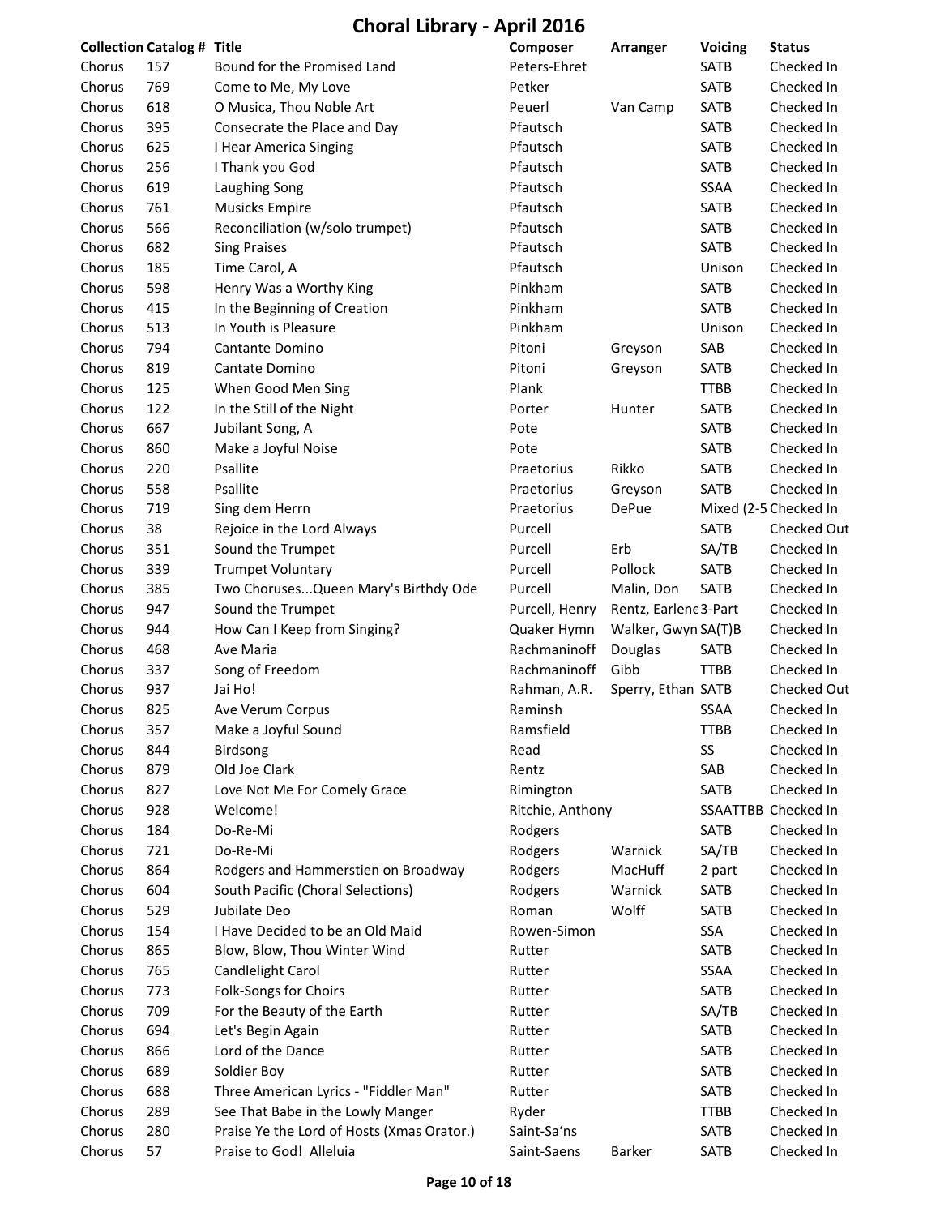# Choral Library - April 2016

| Collection | Catalog # | Title | Composer | Arranger | Voicing | Status |
|---|---|---|---|---|---|---|
| Chorus | 157 | Bound for the Promised Land | Peters-Ehret | | SATB | Checked In |
| Chorus | 769 | Come to Me, My Love | Petker | | SATB | Checked In |
| Chorus | 618 | O Musica, Thou Noble Art | Peuerl | Van Camp | SATB | Checked In |
| Chorus | 395 | Consecrate the Place and Day | Pfautsch | | SATB | Checked In |
| Chorus | 625 | I Hear America Singing | Pfautsch | | SATB | Checked In |
| Chorus | 256 | I Thank you God | Pfautsch | | SATB | Checked In |
| Chorus | 619 | Laughing Song | Pfautsch | | SSAA | Checked In |
| Chorus | 761 | Musicks Empire | Pfautsch | | SATB | Checked In |
| Chorus | 566 | Reconciliation (w/solo trumpet) | Pfautsch | | SATB | Checked In |
| Chorus | 682 | Sing Praises | Pfautsch | | SATB | Checked In |
| Chorus | 185 | Time Carol, A | Pfautsch | | Unison | Checked In |
| Chorus | 598 | Henry Was a Worthy King | Pinkham | | SATB | Checked In |
| Chorus | 415 | In the Beginning of Creation | Pinkham | | SATB | Checked In |
| Chorus | 513 | In Youth is Pleasure | Pinkham | | Unison | Checked In |
| Chorus | 794 | Cantante Domino | Pitoni | Greyson | SAB | Checked In |
| Chorus | 819 | Cantate Domino | Pitoni | Greyson | SATB | Checked In |
| Chorus | 125 | When Good Men Sing | Plank | | TTBB | Checked In |
| Chorus | 122 | In the Still of the Night | Porter | Hunter | SATB | Checked In |
| Chorus | 667 | Jubilant Song, A | Pote | | SATB | Checked In |
| Chorus | 860 | Make a Joyful Noise | Pote | | SATB | Checked In |
| Chorus | 220 | Psallite | Praetorius | Rikko | SATB | Checked In |
| Chorus | 558 | Psallite | Praetorius | Greyson | SATB | Checked In |
| Chorus | 719 | Sing dem Herrn | Praetorius | DePue | Mixed (2-5 | Checked In |
| Chorus | 38 | Rejoice in the Lord Always | Purcell | | SATB | Checked Out |
| Chorus | 351 | Sound the Trumpet | Purcell | Erb | SA/TB | Checked In |
| Chorus | 339 | Trumpet Voluntary | Purcell | Pollock | SATB | Checked In |
| Chorus | 385 | Two Choruses...Queen Mary's Birthdy Ode | Purcell | Malin, Don | SATB | Checked In |
| Chorus | 947 | Sound the Trumpet | Purcell, Henry | Rentz, Earlene | 3-Part | Checked In |
| Chorus | 944 | How Can I Keep from Singing? | Quaker Hymn | Walker, Gwyn | SA(T)B | Checked In |
| Chorus | 468 | Ave Maria | Rachmaninoff | Douglas | SATB | Checked In |
| Chorus | 337 | Song of Freedom | Rachmaninoff | Gibb | TTBB | Checked In |
| Chorus | 937 | Jai Ho! | Rahman, A.R. | Sperry, Ethan | SATB | Checked Out |
| Chorus | 825 | Ave Verum Corpus | Raminsh | | SSAA | Checked In |
| Chorus | 357 | Make a Joyful Sound | Ramsfield | | TTBB | Checked In |
| Chorus | 844 | Birdsong | Read | | SS | Checked In |
| Chorus | 879 | Old Joe Clark | Rentz | | SAB | Checked In |
| Chorus | 827 | Love Not Me For Comely Grace | Rimington | | SATB | Checked In |
| Chorus | 928 | Welcome! | Ritchie, Anthony | | SSAATTBB | Checked In |
| Chorus | 184 | Do-Re-Mi | Rodgers | | SATB | Checked In |
| Chorus | 721 | Do-Re-Mi | Rodgers | Warnick | SA/TB | Checked In |
| Chorus | 864 | Rodgers and Hammerstien on Broadway | Rodgers | MacHuff | 2 part | Checked In |
| Chorus | 604 | South Pacific (Choral Selections) | Rodgers | Warnick | SATB | Checked In |
| Chorus | 529 | Jubilate Deo | Roman | Wolff | SATB | Checked In |
| Chorus | 154 | I Have Decided to be an Old Maid | Rowen-Simon | | SSA | Checked In |
| Chorus | 865 | Blow, Blow, Thou Winter Wind | Rutter | | SATB | Checked In |
| Chorus | 765 | Candlelight Carol | Rutter | | SSAA | Checked In |
| Chorus | 773 | Folk-Songs for Choirs | Rutter | | SATB | Checked In |
| Chorus | 709 | For the Beauty of the Earth | Rutter | | SA/TB | Checked In |
| Chorus | 694 | Let's Begin Again | Rutter | | SATB | Checked In |
| Chorus | 866 | Lord of the Dance | Rutter | | SATB | Checked In |
| Chorus | 689 | Soldier Boy | Rutter | | SATB | Checked In |
| Chorus | 688 | Three American Lyrics - "Fiddler Man" | Rutter | | SATB | Checked In |
| Chorus | 289 | See That Babe in the Lowly Manger | Ryder | | TTBB | Checked In |
| Chorus | 280 | Praise Ye the Lord of Hosts (Xmas Orator.) | Saint-Sa‘ns | | SATB | Checked In |
| Chorus | 57 | Praise to God! Alleluia | Saint-Saens | Barker | SATB | Checked In |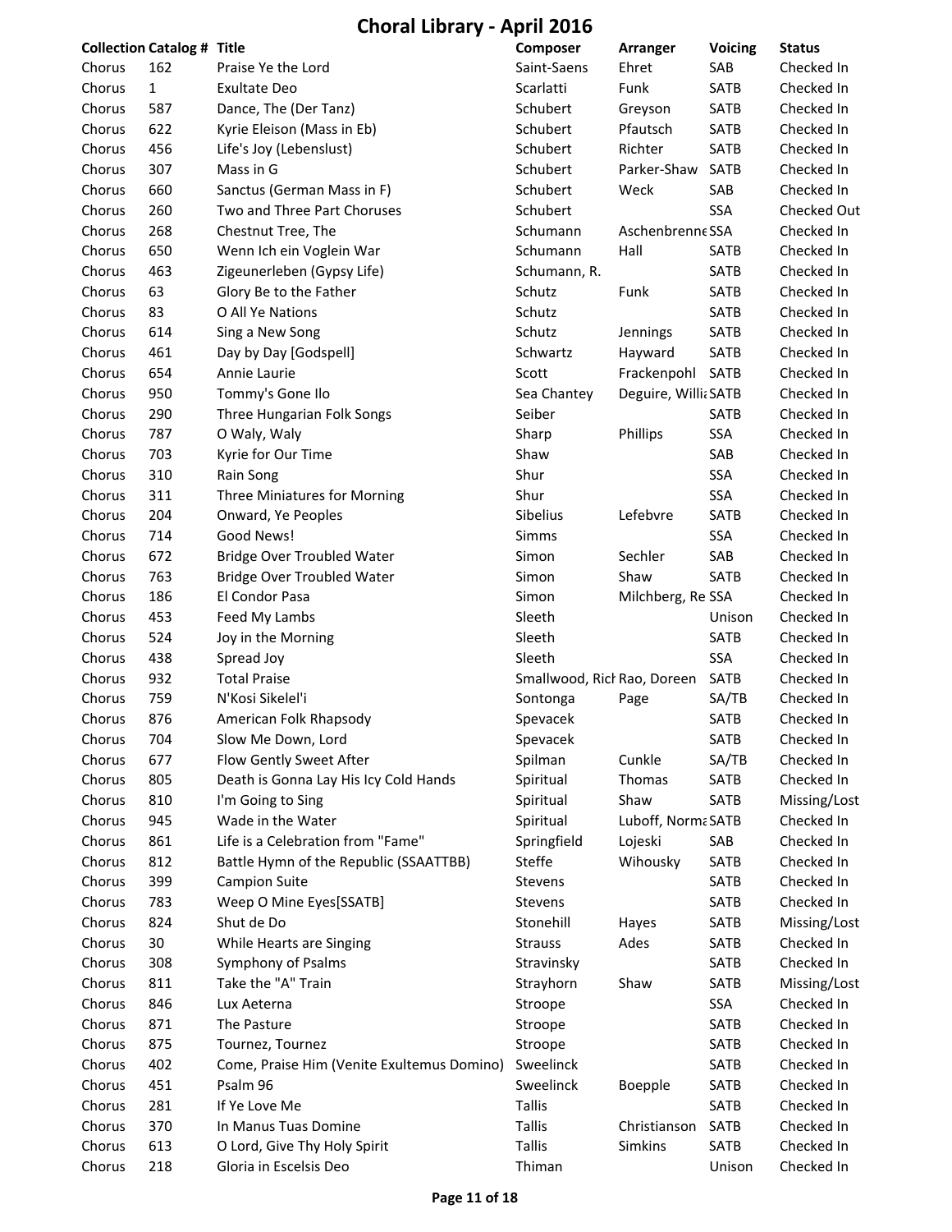# Choral Library - April 2016

| Collection | Catalog # | Title | Composer | Arranger | Voicing | Status |
|---|---|---|---|---|---|---|
| Chorus | 162 | Praise Ye the Lord | Saint-Saens | Ehret | SAB | Checked In |
| Chorus | 1 | Exultate Deo | Scarlatti | Funk | SATB | Checked In |
| Chorus | 587 | Dance, The (Der Tanz) | Schubert | Greyson | SATB | Checked In |
| Chorus | 622 | Kyrie Eleison (Mass in Eb) | Schubert | Pfautsch | SATB | Checked In |
| Chorus | 456 | Life's Joy (Lebenslust) | Schubert | Richter | SATB | Checked In |
| Chorus | 307 | Mass in G | Schubert | Parker-Shaw | SATB | Checked In |
| Chorus | 660 | Sanctus (German Mass in F) | Schubert | Weck | SAB | Checked In |
| Chorus | 260 | Two and Three Part Choruses | Schubert | | SSA | Checked Out |
| Chorus | 268 | Chestnut Tree, The | Schumann | Aschenbrenne | SSA | Checked In |
| Chorus | 650 | Wenn Ich ein Voglein War | Schumann | Hall | SATB | Checked In |
| Chorus | 463 | Zigeunerleben (Gypsy Life) | Schumann, R. | | SATB | Checked In |
| Chorus | 63 | Glory Be to the Father | Schutz | Funk | SATB | Checked In |
| Chorus | 83 | O All Ye Nations | Schutz | | SATB | Checked In |
| Chorus | 614 | Sing a New Song | Schutz | Jennings | SATB | Checked In |
| Chorus | 461 | Day by Day [Godspell] | Schwartz | Hayward | SATB | Checked In |
| Chorus | 654 | Annie Laurie | Scott | Frackenpohl | SATB | Checked In |
| Chorus | 950 | Tommy's Gone Ilo | Sea Chantey | Deguire, Willia | SATB | Checked In |
| Chorus | 290 | Three Hungarian Folk Songs | Seiber | | SATB | Checked In |
| Chorus | 787 | O Waly, Waly | Sharp | Phillips | SSA | Checked In |
| Chorus | 703 | Kyrie for Our Time | Shaw | | SAB | Checked In |
| Chorus | 310 | Rain Song | Shur | | SSA | Checked In |
| Chorus | 311 | Three Miniatures for Morning | Shur | | SSA | Checked In |
| Chorus | 204 | Onward, Ye Peoples | Sibelius | Lefebvre | SATB | Checked In |
| Chorus | 714 | Good News! | Simms | | SSA | Checked In |
| Chorus | 672 | Bridge Over Troubled Water | Simon | Sechler | SAB | Checked In |
| Chorus | 763 | Bridge Over Troubled Water | Simon | Shaw | SATB | Checked In |
| Chorus | 186 | El Condor Pasa | Simon | Milchberg, Re | SSA | Checked In |
| Chorus | 453 | Feed My Lambs | Sleeth | | Unison | Checked In |
| Chorus | 524 | Joy in the Morning | Sleeth | | SATB | Checked In |
| Chorus | 438 | Spread Joy | Sleeth | | SSA | Checked In |
| Chorus | 932 | Total Praise | Smallwood, Rich | Rao, Doreen | SATB | Checked In |
| Chorus | 759 | N'Kosi Sikelel'i | Sontonga | Page | SA/TB | Checked In |
| Chorus | 876 | American Folk Rhapsody | Spevacek | | SATB | Checked In |
| Chorus | 704 | Slow Me Down, Lord | Spevacek | | SATB | Checked In |
| Chorus | 677 | Flow Gently Sweet After | Spilman | Cunkle | SA/TB | Checked In |
| Chorus | 805 | Death is Gonna Lay His Icy Cold Hands | Spiritual | Thomas | SATB | Checked In |
| Chorus | 810 | I'm Going to Sing | Spiritual | Shaw | SATB | Missing/Lost |
| Chorus | 945 | Wade in the Water | Spiritual | Luboff, Norma | SATB | Checked In |
| Chorus | 861 | Life is a Celebration from "Fame" | Springfield | Lojeski | SAB | Checked In |
| Chorus | 812 | Battle Hymn of the Republic (SSAATTBB) | Steffe | Wihousky | SATB | Checked In |
| Chorus | 399 | Campion Suite | Stevens | | SATB | Checked In |
| Chorus | 783 | Weep O Mine Eyes[SSATB] | Stevens | | SATB | Checked In |
| Chorus | 824 | Shut de Do | Stonehill | Hayes | SATB | Missing/Lost |
| Chorus | 30 | While Hearts are Singing | Strauss | Ades | SATB | Checked In |
| Chorus | 308 | Symphony of Psalms | Stravinsky | | SATB | Checked In |
| Chorus | 811 | Take the "A" Train | Strayhorn | Shaw | SATB | Missing/Lost |
| Chorus | 846 | Lux Aeterna | Stroope | | SSA | Checked In |
| Chorus | 871 | The Pasture | Stroope | | SATB | Checked In |
| Chorus | 875 | Tournez, Tournez | Stroope | | SATB | Checked In |
| Chorus | 402 | Come, Praise Him (Venite Exultemus Domino) | Sweelinck | | SATB | Checked In |
| Chorus | 451 | Psalm 96 | Sweelinck | Boepple | SATB | Checked In |
| Chorus | 281 | If Ye Love Me | Tallis | | SATB | Checked In |
| Chorus | 370 | In Manus Tuas Domine | Tallis | Christianson | SATB | Checked In |
| Chorus | 613 | O Lord, Give Thy Holy Spirit | Tallis | Simkins | SATB | Checked In |
| Chorus | 218 | Gloria in Escelsis Deo | Thiman | | Unison | Checked In |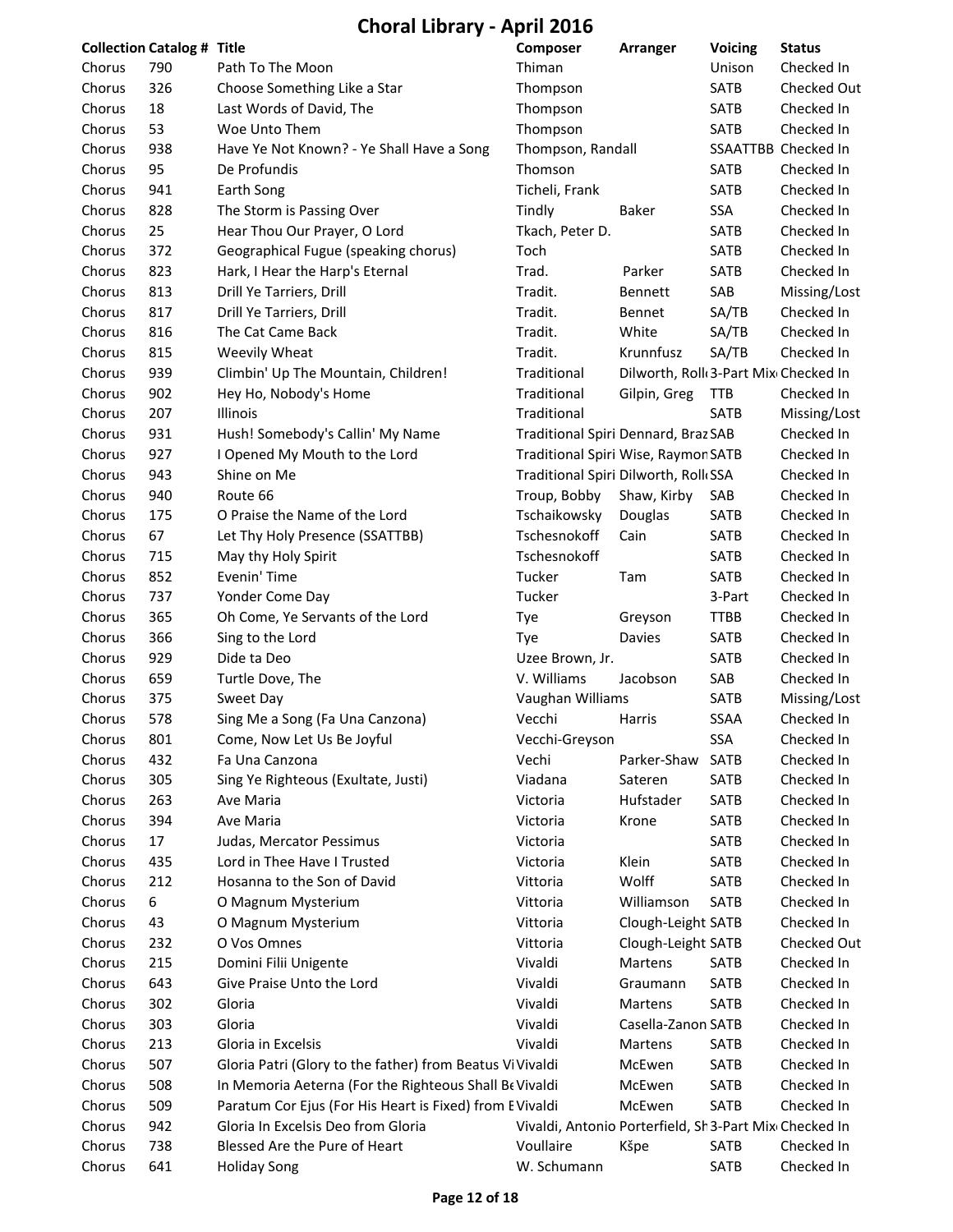# Choral Library - April 2016

| Collection | Catalog # | Title | Composer | Arranger | Voicing | Status |
| --- | --- | --- | --- | --- | --- | --- |
| Chorus | 790 | Path To The Moon | Thiman | | Unison | Checked In |
| Chorus | 326 | Choose Something Like a Star | Thompson | | SATB | Checked Out |
| Chorus | 18 | Last Words of David, The | Thompson | | SATB | Checked In |
| Chorus | 53 | Woe Unto Them | Thompson | | SATB | Checked In |
| Chorus | 938 | Have Ye Not Known? - Ye Shall Have a Song | Thompson, Randall | | SSAATTBB | Checked In |
| Chorus | 95 | De Profundis | Thomson | | SATB | Checked In |
| Chorus | 941 | Earth Song | Ticheli, Frank | | SATB | Checked In |
| Chorus | 828 | The Storm is Passing Over | Tindly | Baker | SSA | Checked In |
| Chorus | 25 | Hear Thou Our Prayer, O Lord | Tkach, Peter D. | | SATB | Checked In |
| Chorus | 372 | Geographical Fugue (speaking chorus) | Toch | | SATB | Checked In |
| Chorus | 823 | Hark, I Hear the Harp's Eternal | Trad. | Parker | SATB | Checked In |
| Chorus | 813 | Drill Ye Tarriers, Drill | Tradit. | Bennett | SAB | Missing/Lost |
| Chorus | 817 | Drill Ye Tarriers, Drill | Tradit. | Bennet | SA/TB | Checked In |
| Chorus | 816 | The Cat Came Back | Tradit. | White | SA/TB | Checked In |
| Chorus | 815 | Weevily Wheat | Tradit. | Krunnfusz | SA/TB | Checked In |
| Chorus | 939 | Climbin' Up The Mountain, Children! | Traditional | Dilworth, Roll | 3-Part Mix | Checked In |
| Chorus | 902 | Hey Ho, Nobody's Home | Traditional | Gilpin, Greg | TTB | Checked In |
| Chorus | 207 | Illinois | Traditional | | SATB | Missing/Lost |
| Chorus | 931 | Hush! Somebody's Callin' My Name | Traditional Spiri | Dennard, Braz | SAB | Checked In |
| Chorus | 927 | I Opened My Mouth to the Lord | Traditional Spiri | Wise, Raymon | SATB | Checked In |
| Chorus | 943 | Shine on Me | Traditional Spiri | Dilworth, Roll | SSA | Checked In |
| Chorus | 940 | Route 66 | Troup, Bobby | Shaw, Kirby | SAB | Checked In |
| Chorus | 175 | O Praise the Name of the Lord | Tschaikowsky | Douglas | SATB | Checked In |
| Chorus | 67 | Let Thy Holy Presence (SSATTBB) | Tschesnokoff | Cain | SATB | Checked In |
| Chorus | 715 | May thy Holy Spirit | Tschesnokoff | | SATB | Checked In |
| Chorus | 852 | Evenin' Time | Tucker | Tam | SATB | Checked In |
| Chorus | 737 | Yonder Come Day | Tucker | | 3-Part | Checked In |
| Chorus | 365 | Oh Come, Ye Servants of the Lord | Tye | Greyson | TTBB | Checked In |
| Chorus | 366 | Sing to the Lord | Tye | Davies | SATB | Checked In |
| Chorus | 929 | Dide ta Deo | Uzee Brown, Jr. | | SATB | Checked In |
| Chorus | 659 | Turtle Dove, The | V. Williams | Jacobson | SAB | Checked In |
| Chorus | 375 | Sweet Day | Vaughan Williams | | SATB | Missing/Lost |
| Chorus | 578 | Sing Me a Song (Fa Una Canzona) | Vecchi | Harris | SSAA | Checked In |
| Chorus | 801 | Come, Now Let Us Be Joyful | Vecchi-Greyson | | SSA | Checked In |
| Chorus | 432 | Fa Una Canzona | Vechi | Parker-Shaw | SATB | Checked In |
| Chorus | 305 | Sing Ye Righteous (Exultate, Justi) | Viadana | Sateren | SATB | Checked In |
| Chorus | 263 | Ave Maria | Victoria | Hufstader | SATB | Checked In |
| Chorus | 394 | Ave Maria | Victoria | Krone | SATB | Checked In |
| Chorus | 17 | Judas, Mercator Pessimus | Victoria | | SATB | Checked In |
| Chorus | 435 | Lord in Thee Have I Trusted | Victoria | Klein | SATB | Checked In |
| Chorus | 212 | Hosanna to the Son of David | Vittoria | Wolff | SATB | Checked In |
| Chorus | 6 | O Magnum Mysterium | Vittoria | Williamson | SATB | Checked In |
| Chorus | 43 | O Magnum Mysterium | Vittoria | Clough-Leight | SATB | Checked In |
| Chorus | 232 | O Vos Omnes | Vittoria | Clough-Leight | SATB | Checked Out |
| Chorus | 215 | Domini Filii Unigente | Vivaldi | Martens | SATB | Checked In |
| Chorus | 643 | Give Praise Unto the Lord | Vivaldi | Graumann | SATB | Checked In |
| Chorus | 302 | Gloria | Vivaldi | Martens | SATB | Checked In |
| Chorus | 303 | Gloria | Vivaldi | Casella-Zanon | SATB | Checked In |
| Chorus | 213 | Gloria in Excelsis | Vivaldi | Martens | SATB | Checked In |
| Chorus | 507 | Gloria Patri (Glory to the father) from Beatus Vi | Vivaldi | McEwen | SATB | Checked In |
| Chorus | 508 | In Memoria Aeterna (For the Righteous Shall Be | Vivaldi | McEwen | SATB | Checked In |
| Chorus | 509 | Paratum Cor Ejus (For His Heart is Fixed) from E | Vivaldi | McEwen | SATB | Checked In |
| Chorus | 942 | Gloria In Excelsis Deo from Gloria | Vivaldi, Antonio | Porterfield, Sh | 3-Part Mix | Checked In |
| Chorus | 738 | Blessed Are the Pure of Heart | Voullaire | Kšpe | SATB | Checked In |
| Chorus | 641 | Holiday Song | W. Schumann | | SATB | Checked In |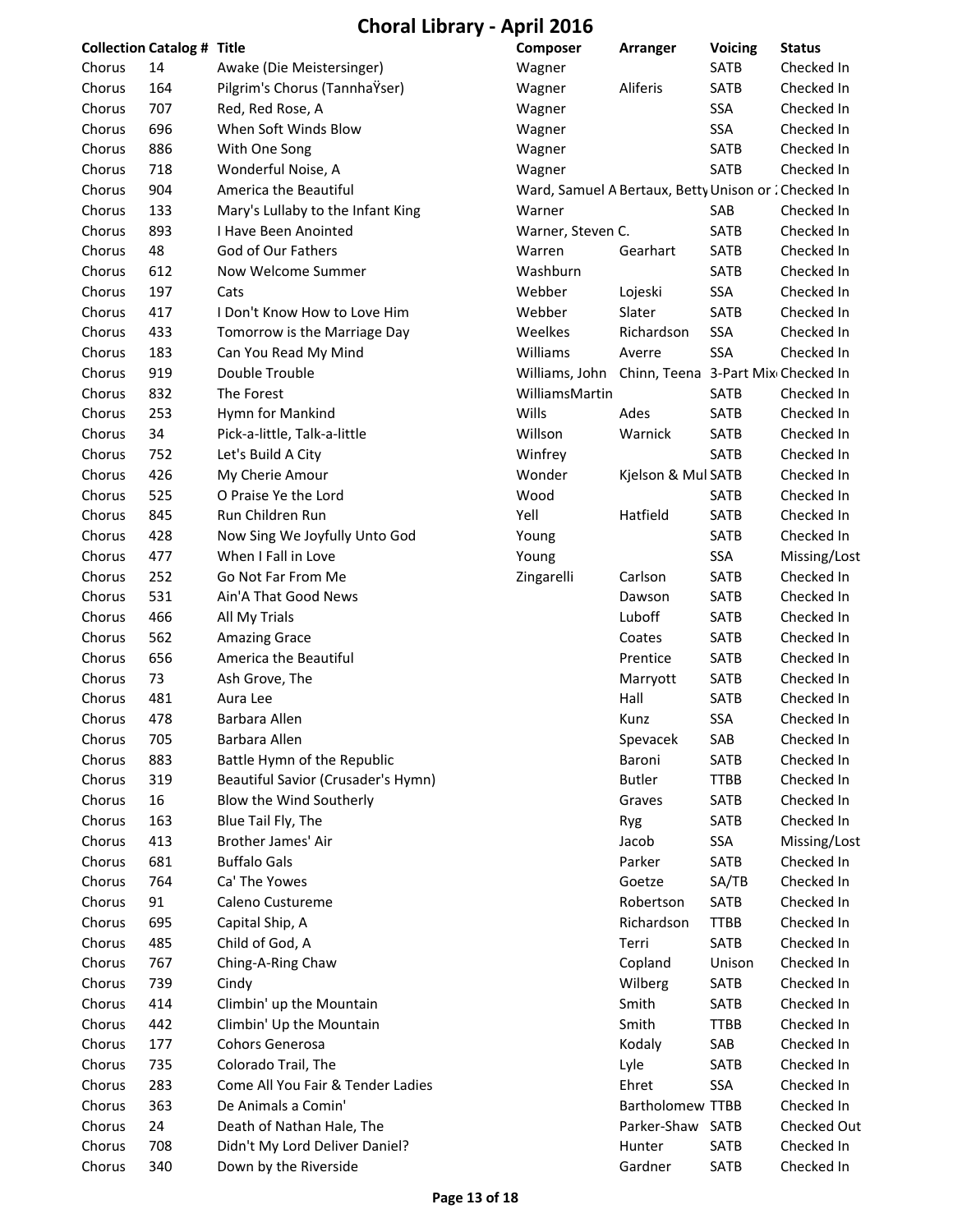# Choral Library - April 2016

| Collection | Catalog # | Title | Composer | Arranger | Voicing | Status |
|---|---|---|---|---|---|---|
| Chorus | 14 | Awake (Die Meistersinger) | Wagner | | SATB | Checked In |
| Chorus | 164 | Pilgrim's Chorus (TannhaŸser) | Wagner | Aliferis | SATB | Checked In |
| Chorus | 707 | Red, Red Rose, A | Wagner | | SSA | Checked In |
| Chorus | 696 | When Soft Winds Blow | Wagner | | SSA | Checked In |
| Chorus | 886 | With One Song | Wagner | | SATB | Checked In |
| Chorus | 718 | Wonderful Noise, A | Wagner | | SATB | Checked In |
| Chorus | 904 | America the Beautiful | Ward, Samuel A | Bertaux, Betty | Unison or : | Checked In |
| Chorus | 133 | Mary's Lullaby to the Infant King | Warner | | SAB | Checked In |
| Chorus | 893 | I Have Been Anointed | Warner, Steven C. | | SATB | Checked In |
| Chorus | 48 | God of Our Fathers | Warren | Gearhart | SATB | Checked In |
| Chorus | 612 | Now Welcome Summer | Washburn | | SATB | Checked In |
| Chorus | 197 | Cats | Webber | Lojeski | SSA | Checked In |
| Chorus | 417 | I Don't Know How to Love Him | Webber | Slater | SATB | Checked In |
| Chorus | 433 | Tomorrow is the Marriage Day | Weelkes | Richardson | SSA | Checked In |
| Chorus | 183 | Can You Read My Mind | Williams | Averre | SSA | Checked In |
| Chorus | 919 | Double Trouble | Williams, John | Chinn, Teena | 3-Part Mix | Checked In |
| Chorus | 832 | The Forest | WilliamsMartin | | SATB | Checked In |
| Chorus | 253 | Hymn for Mankind | Wills | Ades | SATB | Checked In |
| Chorus | 34 | Pick-a-little, Talk-a-little | Willson | Warnick | SATB | Checked In |
| Chorus | 752 | Let's Build A City | Winfrey | | SATB | Checked In |
| Chorus | 426 | My Cherie Amour | Wonder | Kjelson & Mul | SATB | Checked In |
| Chorus | 525 | O Praise Ye the Lord | Wood | | SATB | Checked In |
| Chorus | 845 | Run Children Run | Yell | Hatfield | SATB | Checked In |
| Chorus | 428 | Now Sing We Joyfully Unto God | Young | | SATB | Checked In |
| Chorus | 477 | When I Fall in Love | Young | | SSA | Missing/Lost |
| Chorus | 252 | Go Not Far From Me | Zingarelli | Carlson | SATB | Checked In |
| Chorus | 531 | Ain'A That Good News | | Dawson | SATB | Checked In |
| Chorus | 466 | All My Trials | | Luboff | SATB | Checked In |
| Chorus | 562 | Amazing Grace | | Coates | SATB | Checked In |
| Chorus | 656 | America the Beautiful | | Prentice | SATB | Checked In |
| Chorus | 73 | Ash Grove, The | | Marryott | SATB | Checked In |
| Chorus | 481 | Aura Lee | | Hall | SATB | Checked In |
| Chorus | 478 | Barbara Allen | | Kunz | SSA | Checked In |
| Chorus | 705 | Barbara Allen | | Spevacek | SAB | Checked In |
| Chorus | 883 | Battle Hymn of the Republic | | Baroni | SATB | Checked In |
| Chorus | 319 | Beautiful Savior (Crusader's Hymn) | | Butler | TTBB | Checked In |
| Chorus | 16 | Blow the Wind Southerly | | Graves | SATB | Checked In |
| Chorus | 163 | Blue Tail Fly, The | | Ryg | SATB | Checked In |
| Chorus | 413 | Brother James' Air | | Jacob | SSA | Missing/Lost |
| Chorus | 681 | Buffalo Gals | | Parker | SATB | Checked In |
| Chorus | 764 | Ca' The Yowes | | Goetze | SA/TB | Checked In |
| Chorus | 91 | Caleno Custureme | | Robertson | SATB | Checked In |
| Chorus | 695 | Capital Ship, A | | Richardson | TTBB | Checked In |
| Chorus | 485 | Child of God, A | | Terri | SATB | Checked In |
| Chorus | 767 | Ching-A-Ring Chaw | | Copland | Unison | Checked In |
| Chorus | 739 | Cindy | | Wilberg | SATB | Checked In |
| Chorus | 414 | Climbin' up the Mountain | | Smith | SATB | Checked In |
| Chorus | 442 | Climbin' Up the Mountain | | Smith | TTBB | Checked In |
| Chorus | 177 | Cohors Generosa | | Kodaly | SAB | Checked In |
| Chorus | 735 | Colorado Trail, The | | Lyle | SATB | Checked In |
| Chorus | 283 | Come All You Fair & Tender Ladies | | Ehret | SSA | Checked In |
| Chorus | 363 | De Animals a Comin' | | Bartholomew | TTBB | Checked In |
| Chorus | 24 | Death of Nathan Hale, The | | Parker-Shaw | SATB | Checked Out |
| Chorus | 708 | Didn't My Lord Deliver Daniel? | | Hunter | SATB | Checked In |
| Chorus | 340 | Down by the Riverside | | Gardner | SATB | Checked In |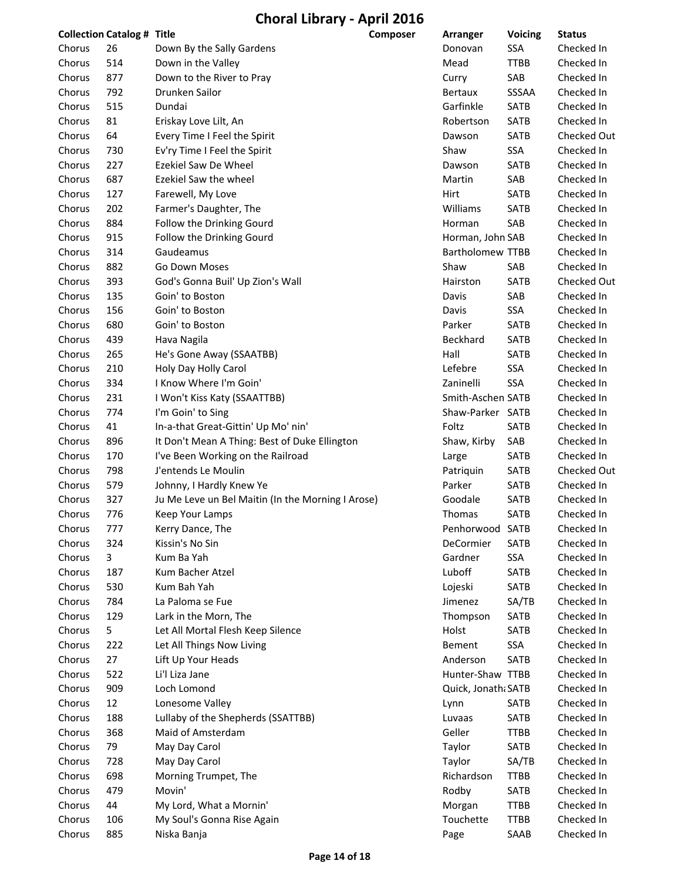# Choral Library - April 2016

| Collection | Catalog # | Title | Composer | Arranger | Voicing | Status |
|---|---|---|---|---|---|---|
| Chorus | 26 | Down By the Sally Gardens | | Donovan | SSA | Checked In |
| Chorus | 514 | Down in the Valley | | Mead | TTBB | Checked In |
| Chorus | 877 | Down to the River to Pray | | Curry | SAB | Checked In |
| Chorus | 792 | Drunken Sailor | | Bertaux | SSSAA | Checked In |
| Chorus | 515 | Dundai | | Garfinkle | SATB | Checked In |
| Chorus | 81 | Eriskay Love Lilt, An | | Robertson | SATB | Checked In |
| Chorus | 64 | Every Time I Feel the Spirit | | Dawson | SATB | Checked Out |
| Chorus | 730 | Ev'ry Time I Feel the Spirit | | Shaw | SSA | Checked In |
| Chorus | 227 | Ezekiel Saw De Wheel | | Dawson | SATB | Checked In |
| Chorus | 687 | Ezekiel Saw the wheel | | Martin | SAB | Checked In |
| Chorus | 127 | Farewell, My Love | | Hirt | SATB | Checked In |
| Chorus | 202 | Farmer's Daughter, The | | Williams | SATB | Checked In |
| Chorus | 884 | Follow the Drinking Gourd | | Horman | SAB | Checked In |
| Chorus | 915 | Follow the Drinking Gourd | | Horman, John | SAB | Checked In |
| Chorus | 314 | Gaudeamus | | Bartholomew | TTBB | Checked In |
| Chorus | 882 | Go Down Moses | | Shaw | SAB | Checked In |
| Chorus | 393 | God's Gonna Buil' Up Zion's Wall | | Hairston | SATB | Checked Out |
| Chorus | 135 | Goin' to Boston | | Davis | SAB | Checked In |
| Chorus | 156 | Goin' to Boston | | Davis | SSA | Checked In |
| Chorus | 680 | Goin' to Boston | | Parker | SATB | Checked In |
| Chorus | 439 | Hava Nagila | | Beckhard | SATB | Checked In |
| Chorus | 265 | He's Gone Away (SSAATBB) | | Hall | SATB | Checked In |
| Chorus | 210 | Holy Day Holly Carol | | Lefebre | SSA | Checked In |
| Chorus | 334 | I Know Where I'm Goin' | | Zaninelli | SSA | Checked In |
| Chorus | 231 | I Won't Kiss Katy (SSAATTBB) | | Smith-Aschen | SATB | Checked In |
| Chorus | 774 | I'm Goin' to Sing | | Shaw-Parker | SATB | Checked In |
| Chorus | 41 | In-a-that Great-Gittin' Up Mo' nin' | | Foltz | SATB | Checked In |
| Chorus | 896 | It Don't Mean A Thing: Best of Duke Ellington | | Shaw, Kirby | SAB | Checked In |
| Chorus | 170 | I've Been Working on the Railroad | | Large | SATB | Checked In |
| Chorus | 798 | J'entends Le Moulin | | Patriquin | SATB | Checked Out |
| Chorus | 579 | Johnny, I Hardly Knew Ye | | Parker | SATB | Checked In |
| Chorus | 327 | Ju Me Leve un Bel Maitin (In the Morning I Arose) | | Goodale | SATB | Checked In |
| Chorus | 776 | Keep Your Lamps | | Thomas | SATB | Checked In |
| Chorus | 777 | Kerry Dance, The | | Penhorwood | SATB | Checked In |
| Chorus | 324 | Kissin's No Sin | | DeCormier | SATB | Checked In |
| Chorus | 3 | Kum Ba Yah | | Gardner | SSA | Checked In |
| Chorus | 187 | Kum Bacher Atzel | | Luboff | SATB | Checked In |
| Chorus | 530 | Kum Bah Yah | | Lojeski | SATB | Checked In |
| Chorus | 784 | La Paloma se Fue | | Jimenez | SA/TB | Checked In |
| Chorus | 129 | Lark in the Morn, The | | Thompson | SATB | Checked In |
| Chorus | 5 | Let All Mortal Flesh Keep Silence | | Holst | SATB | Checked In |
| Chorus | 222 | Let All Things Now Living | | Bement | SSA | Checked In |
| Chorus | 27 | Lift Up Your Heads | | Anderson | SATB | Checked In |
| Chorus | 522 | Li'l Liza Jane | | Hunter-Shaw | TTBB | Checked In |
| Chorus | 909 | Loch Lomond | | Quick, Jonatha | SATB | Checked In |
| Chorus | 12 | Lonesome Valley | | Lynn | SATB | Checked In |
| Chorus | 188 | Lullaby of the Shepherds (SSATTBB) | | Luvaas | SATB | Checked In |
| Chorus | 368 | Maid of Amsterdam | | Geller | TTBB | Checked In |
| Chorus | 79 | May Day Carol | | Taylor | SATB | Checked In |
| Chorus | 728 | May Day Carol | | Taylor | SA/TB | Checked In |
| Chorus | 698 | Morning Trumpet, The | | Richardson | TTBB | Checked In |
| Chorus | 479 | Movin' | | Rodby | SATB | Checked In |
| Chorus | 44 | My Lord, What a Mornin' | | Morgan | TTBB | Checked In |
| Chorus | 106 | My Soul's Gonna Rise Again | | Touchette | TTBB | Checked In |
| Chorus | 885 | Niska Banja | | Page | SAAB | Checked In |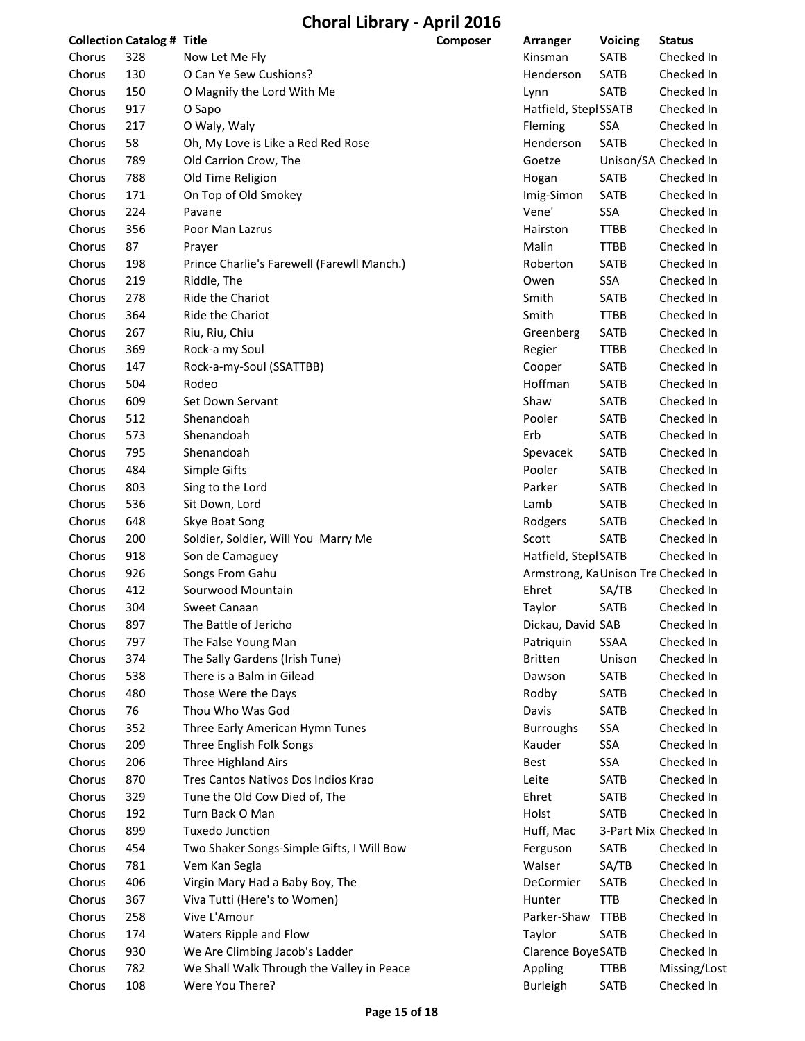# Choral Library - April 2016

| Collection | Catalog # | Title | Composer | Arranger | Voicing | Status |
|---|---|---|---|---|---|---|
| Chorus | 328 | Now Let Me Fly | | Kinsman | SATB | Checked In |
| Chorus | 130 | O Can Ye Sew Cushions? | | Henderson | SATB | Checked In |
| Chorus | 150 | O Magnify the Lord With Me | | Lynn | SATB | Checked In |
| Chorus | 917 | O Sapo | | Hatfield, Stepl | SSATB | Checked In |
| Chorus | 217 | O Waly, Waly | | Fleming | SSA | Checked In |
| Chorus | 58 | Oh, My Love is Like a Red Red Rose | | Henderson | SATB | Checked In |
| Chorus | 789 | Old Carrion Crow, The | | Goetze | Unison/SA | Checked In |
| Chorus | 788 | Old Time Religion | | Hogan | SATB | Checked In |
| Chorus | 171 | On Top of Old Smokey | | Imig-Simon | SATB | Checked In |
| Chorus | 224 | Pavane | | Vene' | SSA | Checked In |
| Chorus | 356 | Poor Man Lazrus | | Hairston | TTBB | Checked In |
| Chorus | 87 | Prayer | | Malin | TTBB | Checked In |
| Chorus | 198 | Prince Charlie's Farewell (Farewll Manch.) | | Roberton | SATB | Checked In |
| Chorus | 219 | Riddle, The | | Owen | SSA | Checked In |
| Chorus | 278 | Ride the Chariot | | Smith | SATB | Checked In |
| Chorus | 364 | Ride the Chariot | | Smith | TTBB | Checked In |
| Chorus | 267 | Riu, Riu, Chiu | | Greenberg | SATB | Checked In |
| Chorus | 369 | Rock-a my Soul | | Regier | TTBB | Checked In |
| Chorus | 147 | Rock-a-my-Soul (SSATTBB) | | Cooper | SATB | Checked In |
| Chorus | 504 | Rodeo | | Hoffman | SATB | Checked In |
| Chorus | 609 | Set Down Servant | | Shaw | SATB | Checked In |
| Chorus | 512 | Shenandoah | | Pooler | SATB | Checked In |
| Chorus | 573 | Shenandoah | | Erb | SATB | Checked In |
| Chorus | 795 | Shenandoah | | Spevacek | SATB | Checked In |
| Chorus | 484 | Simple Gifts | | Pooler | SATB | Checked In |
| Chorus | 803 | Sing to the Lord | | Parker | SATB | Checked In |
| Chorus | 536 | Sit Down, Lord | | Lamb | SATB | Checked In |
| Chorus | 648 | Skye Boat Song | | Rodgers | SATB | Checked In |
| Chorus | 200 | Soldier, Soldier, Will You Marry Me | | Scott | SATB | Checked In |
| Chorus | 918 | Son de Camaguey | | Hatfield, Stepl | SATB | Checked In |
| Chorus | 926 | Songs From Gahu | | Armstrong, Ka | Unison Tre | Checked In |
| Chorus | 412 | Sourwood Mountain | | Ehret | SA/TB | Checked In |
| Chorus | 304 | Sweet Canaan | | Taylor | SATB | Checked In |
| Chorus | 897 | The Battle of Jericho | | Dickau, David | SAB | Checked In |
| Chorus | 797 | The False Young Man | | Patriquin | SSAA | Checked In |
| Chorus | 374 | The Sally Gardens (Irish Tune) | | Britten | Unison | Checked In |
| Chorus | 538 | There is a Balm in Gilead | | Dawson | SATB | Checked In |
| Chorus | 480 | Those Were the Days | | Rodby | SATB | Checked In |
| Chorus | 76 | Thou Who Was God | | Davis | SATB | Checked In |
| Chorus | 352 | Three Early American Hymn Tunes | | Burroughs | SSA | Checked In |
| Chorus | 209 | Three English Folk Songs | | Kauder | SSA | Checked In |
| Chorus | 206 | Three Highland Airs | | Best | SSA | Checked In |
| Chorus | 870 | Tres Cantos Nativos Dos Indios Krao | | Leite | SATB | Checked In |
| Chorus | 329 | Tune the Old Cow Died of, The | | Ehret | SATB | Checked In |
| Chorus | 192 | Turn Back O Man | | Holst | SATB | Checked In |
| Chorus | 899 | Tuxedo Junction | | Huff, Mac | 3-Part Mix | Checked In |
| Chorus | 454 | Two Shaker Songs-Simple Gifts, I Will Bow | | Ferguson | SATB | Checked In |
| Chorus | 781 | Vem Kan Segla | | Walser | SA/TB | Checked In |
| Chorus | 406 | Virgin Mary Had a Baby Boy, The | | DeCormier | SATB | Checked In |
| Chorus | 367 | Viva Tutti (Here's to Women) | | Hunter | TTB | Checked In |
| Chorus | 258 | Vive L'Amour | | Parker-Shaw | TTBB | Checked In |
| Chorus | 174 | Waters Ripple and Flow | | Taylor | SATB | Checked In |
| Chorus | 930 | We Are Climbing Jacob's Ladder | | Clarence Boye | SATB | Checked In |
| Chorus | 782 | We Shall Walk Through the Valley in Peace | | Appling | TTBB | Missing/Lost |
| Chorus | 108 | Were You There? | | Burleigh | SATB | Checked In |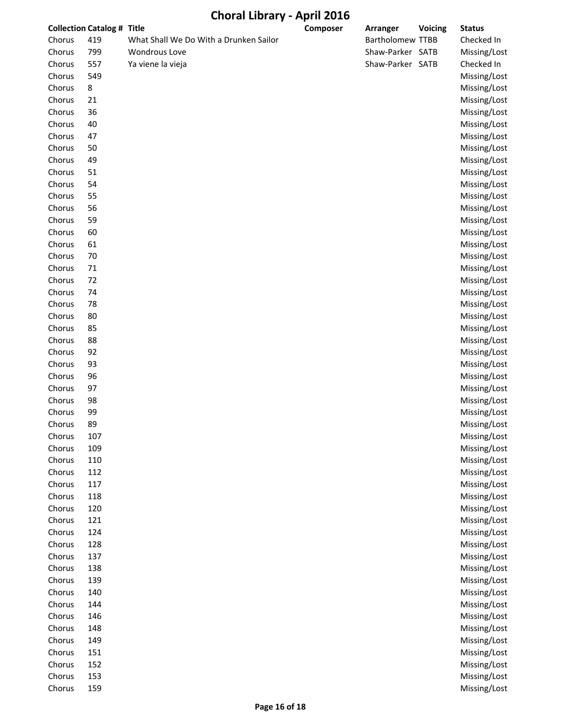# Choral Library - April 2016

| Collection | Catalog # | Title | Composer | Arranger | Voicing | Status |
|---|---|---|---|---|---|---|
| Chorus | 419 | What Shall We Do With a Drunken Sailor | | Bartholomew | TTBB | Checked In |
| Chorus | 799 | Wondrous Love | | Shaw-Parker | SATB | Missing/Lost |
| Chorus | 557 | Ya viene la vieja | | Shaw-Parker | SATB | Checked In |
| Chorus | 549 | | | | | Missing/Lost |
| Chorus | 8 | | | | | Missing/Lost |
| Chorus | 21 | | | | | Missing/Lost |
| Chorus | 36 | | | | | Missing/Lost |
| Chorus | 40 | | | | | Missing/Lost |
| Chorus | 47 | | | | | Missing/Lost |
| Chorus | 50 | | | | | Missing/Lost |
| Chorus | 49 | | | | | Missing/Lost |
| Chorus | 51 | | | | | Missing/Lost |
| Chorus | 54 | | | | | Missing/Lost |
| Chorus | 55 | | | | | Missing/Lost |
| Chorus | 56 | | | | | Missing/Lost |
| Chorus | 59 | | | | | Missing/Lost |
| Chorus | 60 | | | | | Missing/Lost |
| Chorus | 61 | | | | | Missing/Lost |
| Chorus | 70 | | | | | Missing/Lost |
| Chorus | 71 | | | | | Missing/Lost |
| Chorus | 72 | | | | | Missing/Lost |
| Chorus | 74 | | | | | Missing/Lost |
| Chorus | 78 | | | | | Missing/Lost |
| Chorus | 80 | | | | | Missing/Lost |
| Chorus | 85 | | | | | Missing/Lost |
| Chorus | 88 | | | | | Missing/Lost |
| Chorus | 92 | | | | | Missing/Lost |
| Chorus | 93 | | | | | Missing/Lost |
| Chorus | 96 | | | | | Missing/Lost |
| Chorus | 97 | | | | | Missing/Lost |
| Chorus | 98 | | | | | Missing/Lost |
| Chorus | 99 | | | | | Missing/Lost |
| Chorus | 89 | | | | | Missing/Lost |
| Chorus | 107 | | | | | Missing/Lost |
| Chorus | 109 | | | | | Missing/Lost |
| Chorus | 110 | | | | | Missing/Lost |
| Chorus | 112 | | | | | Missing/Lost |
| Chorus | 117 | | | | | Missing/Lost |
| Chorus | 118 | | | | | Missing/Lost |
| Chorus | 120 | | | | | Missing/Lost |
| Chorus | 121 | | | | | Missing/Lost |
| Chorus | 124 | | | | | Missing/Lost |
| Chorus | 128 | | | | | Missing/Lost |
| Chorus | 137 | | | | | Missing/Lost |
| Chorus | 138 | | | | | Missing/Lost |
| Chorus | 139 | | | | | Missing/Lost |
| Chorus | 140 | | | | | Missing/Lost |
| Chorus | 144 | | | | | Missing/Lost |
| Chorus | 146 | | | | | Missing/Lost |
| Chorus | 148 | | | | | Missing/Lost |
| Chorus | 149 | | | | | Missing/Lost |
| Chorus | 151 | | | | | Missing/Lost |
| Chorus | 152 | | | | | Missing/Lost |
| Chorus | 153 | | | | | Missing/Lost |
| Chorus | 159 | | | | | Missing/Lost |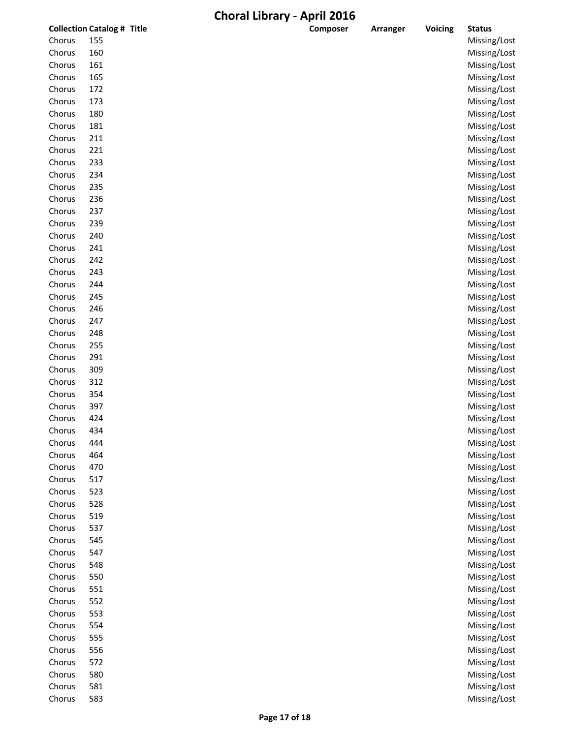# Choral Library - April 2016

| Collection | Catalog # | Title | Composer | Arranger | Voicing | Status |
|---|---|---|---|---|---|---|
| Chorus | 155 | | | | | Missing/Lost |
| Chorus | 160 | | | | | Missing/Lost |
| Chorus | 161 | | | | | Missing/Lost |
| Chorus | 165 | | | | | Missing/Lost |
| Chorus | 172 | | | | | Missing/Lost |
| Chorus | 173 | | | | | Missing/Lost |
| Chorus | 180 | | | | | Missing/Lost |
| Chorus | 181 | | | | | Missing/Lost |
| Chorus | 211 | | | | | Missing/Lost |
| Chorus | 221 | | | | | Missing/Lost |
| Chorus | 233 | | | | | Missing/Lost |
| Chorus | 234 | | | | | Missing/Lost |
| Chorus | 235 | | | | | Missing/Lost |
| Chorus | 236 | | | | | Missing/Lost |
| Chorus | 237 | | | | | Missing/Lost |
| Chorus | 239 | | | | | Missing/Lost |
| Chorus | 240 | | | | | Missing/Lost |
| Chorus | 241 | | | | | Missing/Lost |
| Chorus | 242 | | | | | Missing/Lost |
| Chorus | 243 | | | | | Missing/Lost |
| Chorus | 244 | | | | | Missing/Lost |
| Chorus | 245 | | | | | Missing/Lost |
| Chorus | 246 | | | | | Missing/Lost |
| Chorus | 247 | | | | | Missing/Lost |
| Chorus | 248 | | | | | Missing/Lost |
| Chorus | 255 | | | | | Missing/Lost |
| Chorus | 291 | | | | | Missing/Lost |
| Chorus | 309 | | | | | Missing/Lost |
| Chorus | 312 | | | | | Missing/Lost |
| Chorus | 354 | | | | | Missing/Lost |
| Chorus | 397 | | | | | Missing/Lost |
| Chorus | 424 | | | | | Missing/Lost |
| Chorus | 434 | | | | | Missing/Lost |
| Chorus | 444 | | | | | Missing/Lost |
| Chorus | 464 | | | | | Missing/Lost |
| Chorus | 470 | | | | | Missing/Lost |
| Chorus | 517 | | | | | Missing/Lost |
| Chorus | 523 | | | | | Missing/Lost |
| Chorus | 528 | | | | | Missing/Lost |
| Chorus | 519 | | | | | Missing/Lost |
| Chorus | 537 | | | | | Missing/Lost |
| Chorus | 545 | | | | | Missing/Lost |
| Chorus | 547 | | | | | Missing/Lost |
| Chorus | 548 | | | | | Missing/Lost |
| Chorus | 550 | | | | | Missing/Lost |
| Chorus | 551 | | | | | Missing/Lost |
| Chorus | 552 | | | | | Missing/Lost |
| Chorus | 553 | | | | | Missing/Lost |
| Chorus | 554 | | | | | Missing/Lost |
| Chorus | 555 | | | | | Missing/Lost |
| Chorus | 556 | | | | | Missing/Lost |
| Chorus | 572 | | | | | Missing/Lost |
| Chorus | 580 | | | | | Missing/Lost |
| Chorus | 581 | | | | | Missing/Lost |
| Chorus | 583 | | | | | Missing/Lost |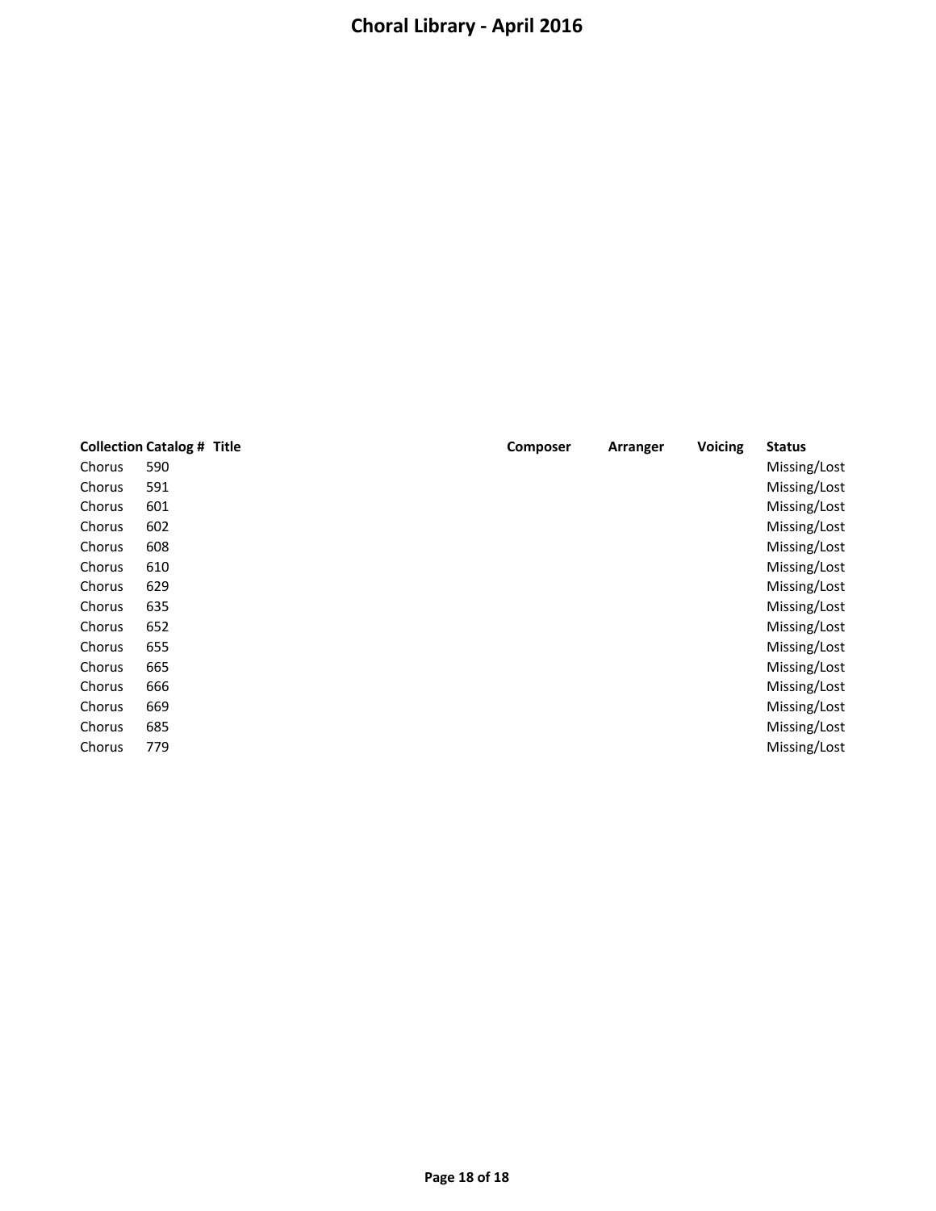# Choral Library - April 2016

| Collection | Catalog # | Title | Composer | Arranger | Voicing | Status |
|---|---|---|---|---|---|---|
| Chorus | 590 | | | | | Missing/Lost |
| Chorus | 591 | | | | | Missing/Lost |
| Chorus | 601 | | | | | Missing/Lost |
| Chorus | 602 | | | | | Missing/Lost |
| Chorus | 608 | | | | | Missing/Lost |
| Chorus | 610 | | | | | Missing/Lost |
| Chorus | 629 | | | | | Missing/Lost |
| Chorus | 635 | | | | | Missing/Lost |
| Chorus | 652 | | | | | Missing/Lost |
| Chorus | 655 | | | | | Missing/Lost |
| Chorus | 665 | | | | | Missing/Lost |
| Chorus | 666 | | | | | Missing/Lost |
| Chorus | 669 | | | | | Missing/Lost |
| Chorus | 685 | | | | | Missing/Lost |
| Chorus | 779 | | | | | Missing/Lost |